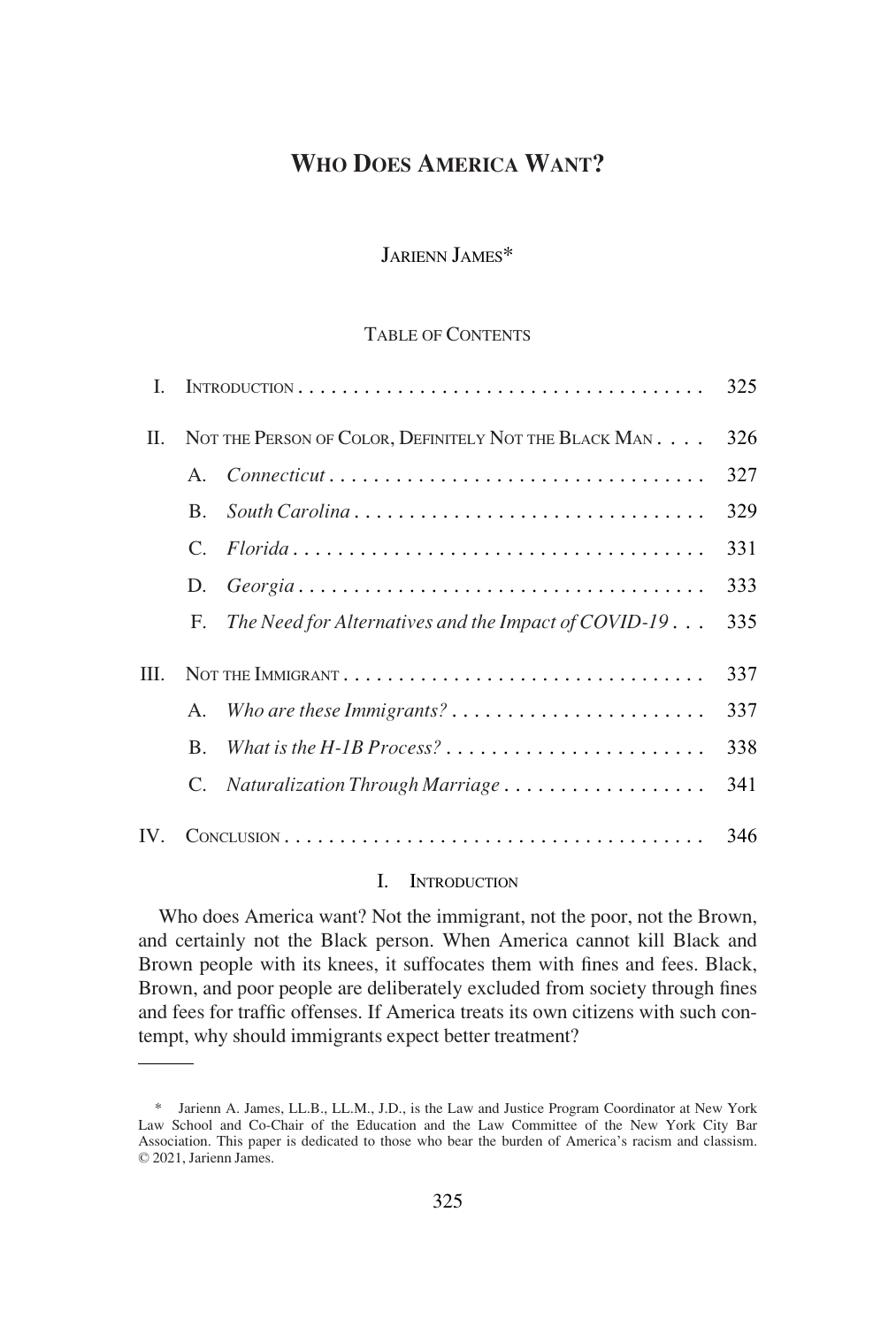# WHO DOES AMERICA WANT?

JARIENN JAMES*

TABLE OF CONTENTS

| | | | |
|---|---|---|---|
| I. | INTRODUCTION | | 325 |
| II. | NOT THE PERSON OF COLOR, DEFINITELY NOT THE BLACK MAN | | 326 |
| | A. | *Connecticut* | 327 |
| | B. | *South Carolina* | 329 |
| | C. | *Florida* | 331 |
| | D. | *Georgia* | 333 |
| | F. | *The Need for Alternatives and the Impact of COVID-19* | 335 |
| III. | NOT THE IMMIGRANT | | 337 |
| | A. | *Who are these Immigrants?* | 337 |
| | B. | *What is the H-1B Process?* | 338 |
| | C. | *Naturalization Through Marriage* | 341 |
| IV. | CONCLUSION | | 346 |

## I. INTRODUCTION

Who does America want? Not the immigrant, not the poor, not the Brown, and certainly not the Black person. When America cannot kill Black and Brown people with its knees, it suffocates them with fines and fees. Black, Brown, and poor people are deliberately excluded from society through fines and fees for traffic offenses. If America treats its own citizens with such contempt, why should immigrants expect better treatment?

---

\* Jarienn A. James, LL.B., LL.M., J.D., is the Law and Justice Program Coordinator at New York Law School and Co-Chair of the Education and the Law Committee of the New York City Bar Association. This paper is dedicated to those who bear the burden of America's racism and classism. © 2021, Jarienn James.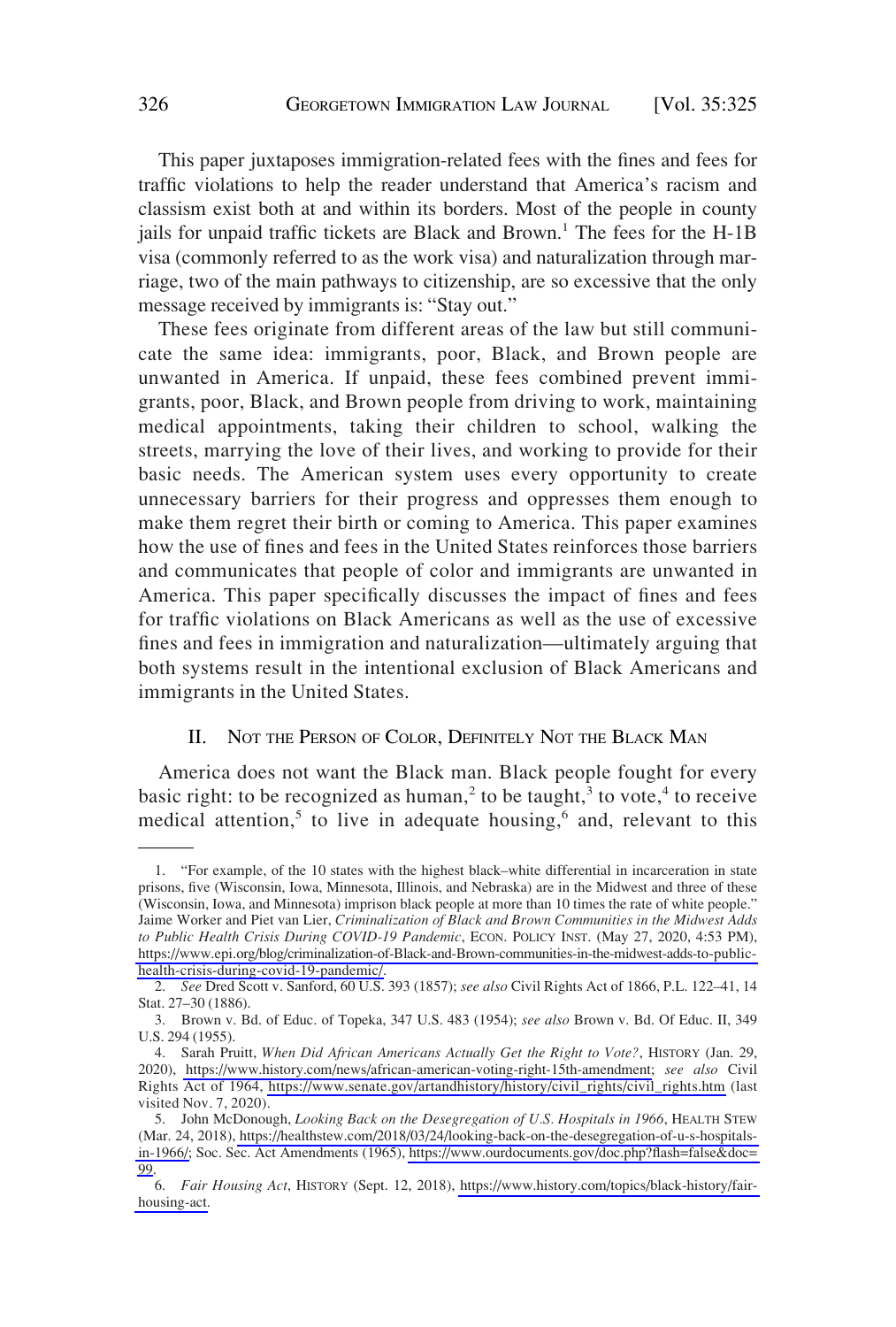This paper juxtaposes immigration-related fees with the fines and fees for traffic violations to help the reader understand that America's racism and classism exist both at and within its borders. Most of the people in county jails for unpaid traffic tickets are Black and Brown.[1] The fees for the H-1B visa (commonly referred to as the work visa) and naturalization through marriage, two of the main pathways to citizenship, are so excessive that the only message received by immigrants is: "Stay out."

These fees originate from different areas of the law but still communicate the same idea: immigrants, poor, Black, and Brown people are unwanted in America. If unpaid, these fees combined prevent immigrants, poor, Black, and Brown people from driving to work, maintaining medical appointments, taking their children to school, walking the streets, marrying the love of their lives, and working to provide for their basic needs. The American system uses every opportunity to create unnecessary barriers for their progress and oppresses them enough to make them regret their birth or coming to America. This paper examines how the use of fines and fees in the United States reinforces those barriers and communicates that people of color and immigrants are unwanted in America. This paper specifically discusses the impact of fines and fees for traffic violations on Black Americans as well as the use of excessive fines and fees in immigration and naturalization—ultimately arguing that both systems result in the intentional exclusion of Black Americans and immigrants in the United States.

## II. Not the Person of Color, Definitely Not the Black Man

America does not want the Black man. Black people fought for every basic right: to be recognized as human,[2] to be taught,[3] to vote,[4] to receive medical attention,[5] to live in adequate housing,[6] and, relevant to this

---

1. "For example, of the 10 states with the highest black–white differential in incarceration in state prisons, five (Wisconsin, Iowa, Minnesota, Illinois, and Nebraska) are in the Midwest and three of these (Wisconsin, Iowa, and Minnesota) imprison black people at more than 10 times the rate of white people." Jaime Worker and Piet van Lier, *Criminalization of Black and Brown Communities in the Midwest Adds to Public Health Crisis During COVID-19 Pandemic*, ECON. POLICY INST. (May 27, 2020, 4:53 PM), https://www.epi.org/blog/criminalization-of-Black-and-Brown-communities-in-the-midwest-adds-to-public-health-crisis-during-covid-19-pandemic/.

2. *See* Dred Scott v. Sanford, 60 U.S. 393 (1857); *see also* Civil Rights Act of 1866, P.L. 122–41, 14 Stat. 27–30 (1886).

3. Brown v. Bd. of Educ. of Topeka, 347 U.S. 483 (1954); *see also* Brown v. Bd. Of Educ. II, 349 U.S. 294 (1955).

4. Sarah Pruitt, *When Did African Americans Actually Get the Right to Vote?*, HISTORY (Jan. 29, 2020), https://www.history.com/news/african-american-voting-right-15th-amendment; *see also* Civil Rights Act of 1964, https://www.senate.gov/artandhistory/history/civil_rights/civil_rights.htm (last visited Nov. 7, 2020).

5. John McDonough, *Looking Back on the Desegregation of U.S. Hospitals in 1966*, HEALTH STEW (Mar. 24, 2018), https://healthstew.com/2018/03/24/looking-back-on-the-desegregation-of-u-s-hospitals-in-1966/; Soc. Sec. Act Amendments (1965), https://www.ourdocuments.gov/doc.php?flash=false&doc=99.

6. *Fair Housing Act*, HISTORY (Sept. 12, 2018), https://www.history.com/topics/black-history/fair-housing-act.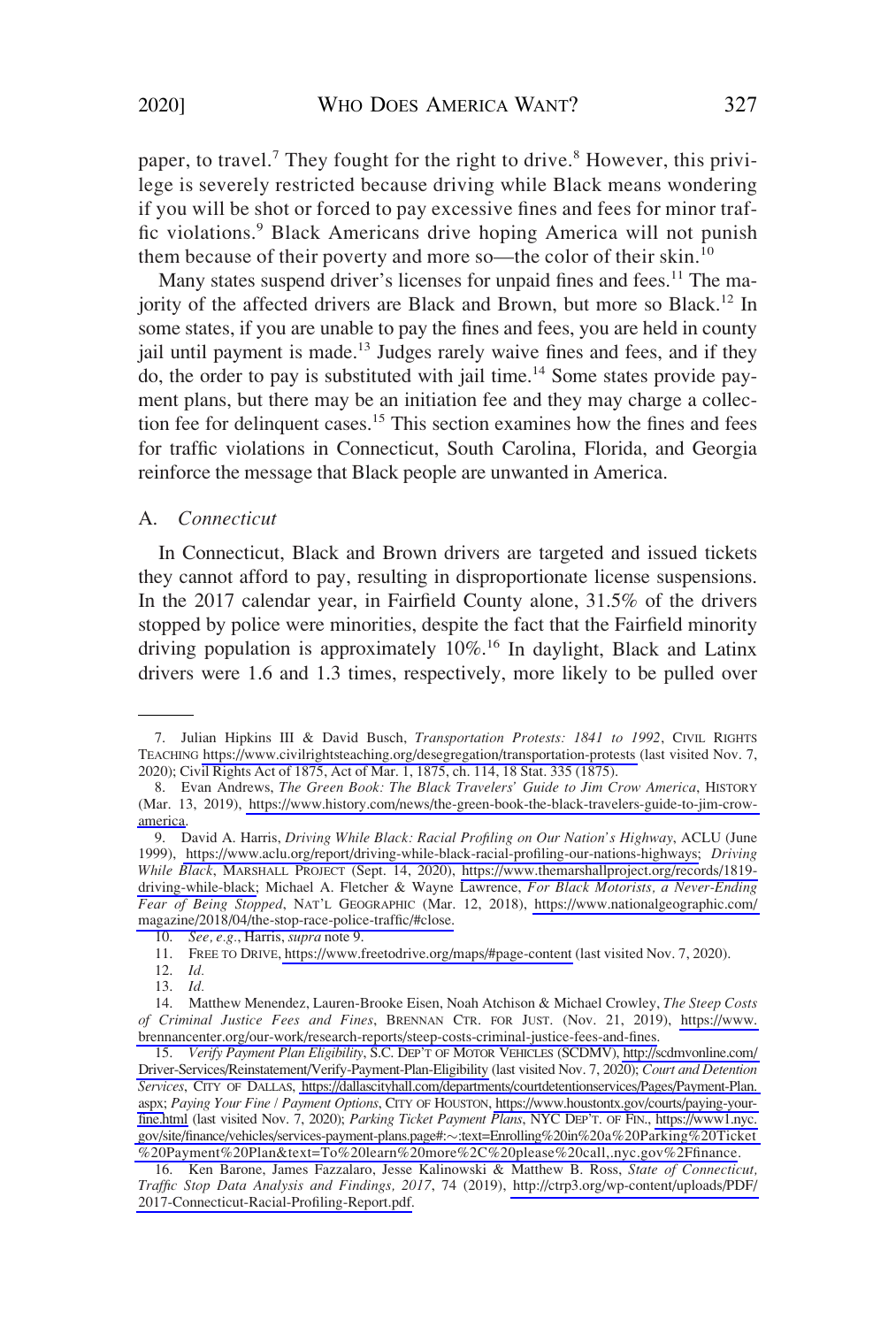paper, to travel.[7] They fought for the right to drive.[8] However, this privilege is severely restricted because driving while Black means wondering if you will be shot or forced to pay excessive fines and fees for minor traffic violations.[9] Black Americans drive hoping America will not punish them because of their poverty and more so—the color of their skin.[10]

Many states suspend driver's licenses for unpaid fines and fees.[11] The majority of the affected drivers are Black and Brown, but more so Black.[12] In some states, if you are unable to pay the fines and fees, you are held in county jail until payment is made.[13] Judges rarely waive fines and fees, and if they do, the order to pay is substituted with jail time.[14] Some states provide payment plans, but there may be an initiation fee and they may charge a collection fee for delinquent cases.[15] This section examines how the fines and fees for traffic violations in Connecticut, South Carolina, Florida, and Georgia reinforce the message that Black people are unwanted in America.

### A. *Connecticut*

In Connecticut, Black and Brown drivers are targeted and issued tickets they cannot afford to pay, resulting in disproportionate license suspensions. In the 2017 calendar year, in Fairfield County alone, 31.5% of the drivers stopped by police were minorities, despite the fact that the Fairfield minority driving population is approximately 10%.[16] In daylight, Black and Latinx drivers were 1.6 and 1.3 times, respectively, more likely to be pulled over

---

7. Julian Hipkins III & David Busch, *Transportation Protests: 1841 to 1992*, CIVIL RIGHTS TEACHING https://www.civilrightsteaching.org/desegregation/transportation-protests (last visited Nov. 7, 2020); Civil Rights Act of 1875, Act of Mar. 1, 1875, ch. 114, 18 Stat. 335 (1875).

8. Evan Andrews, *The Green Book: The Black Travelers' Guide to Jim Crow America*, HISTORY (Mar. 13, 2019), https://www.history.com/news/the-green-book-the-black-travelers-guide-to-jim-crow-america.

9. David A. Harris, *Driving While Black: Racial Profiling on Our Nation's Highway*, ACLU (June 1999), https://www.aclu.org/report/driving-while-black-racial-profiling-our-nations-highways; *Driving While Black*, MARSHALL PROJECT (Sept. 14, 2020), https://www.themarshallproject.org/records/1819-driving-while-black; Michael A. Fletcher & Wayne Lawrence, *For Black Motorists, a Never-Ending Fear of Being Stopped*, NAT'L GEOGRAPHIC (Mar. 12, 2018), https://www.nationalgeographic.com/magazine/2018/04/the-stop-race-police-traffic/#close.

10. *See, e.g.*, Harris, *supra* note 9.

11. FREE TO DRIVE, https://www.freetodrive.org/maps/#page-content (last visited Nov. 7, 2020).

12. *Id.*

13. *Id.*

14. Matthew Menendez, Lauren-Brooke Eisen, Noah Atchison & Michael Crowley, *The Steep Costs of Criminal Justice Fees and Fines*, BRENNAN CTR. FOR JUST. (Nov. 21, 2019), https://www.brennancenter.org/our-work/research-reports/steep-costs-criminal-justice-fees-and-fines.

15. *Verify Payment Plan Eligibility*, S.C. DEP'T OF MOTOR VEHICLES (SCDMV), http://scdmvonline.com/Driver-Services/Reinstatement/Verify-Payment-Plan-Eligibility (last visited Nov. 7, 2020); *Court and Detention Services*, CITY OF DALLAS, https://dallascityhall.com/departments/courtdetentionservices/Pages/Payment-Plan.aspx; *Paying Your Fine / Payment Options*, CITY OF HOUSTON, https://www.houstontx.gov/courts/paying-your-fine.html (last visited Nov. 7, 2020); *Parking Ticket Payment Plans*, NYC DEP'T. OF FIN., https://www1.nyc.gov/site/finance/vehicles/services-payment-plans.page#:~:text=Enrolling%20in%20a%20Parking%20Ticket%20Payment%20Plan&text=To%20learn%20more%2C%20please%20call,.nyc.gov%2Ffinance.

16. Ken Barone, James Fazzalaro, Jesse Kalinowski & Matthew B. Ross, *State of Connecticut, Traffic Stop Data Analysis and Findings, 2017*, 74 (2019), http://ctrp3.org/wp-content/uploads/PDF/2017-Connecticut-Racial-Profiling-Report.pdf.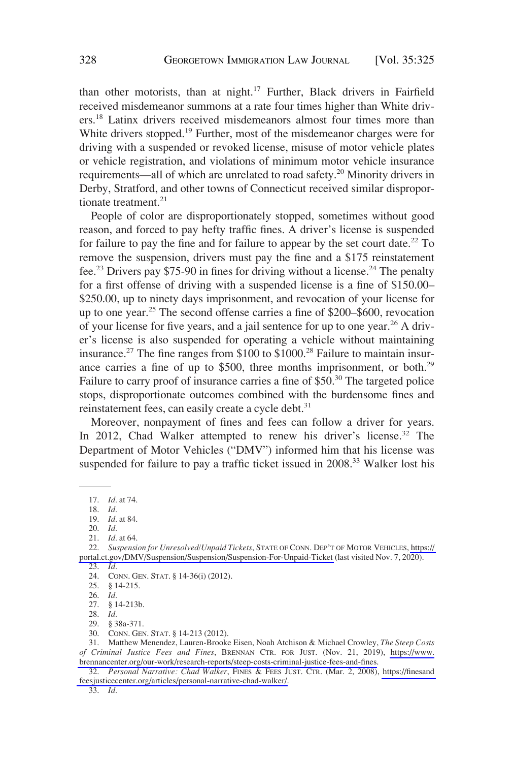than other motorists, than at night.[17] Further, Black drivers in Fairfield received misdemeanor summons at a rate four times higher than White drivers.[18] Latinx drivers received misdemeanors almost four times more than White drivers stopped.[19] Further, most of the misdemeanor charges were for driving with a suspended or revoked license, misuse of motor vehicle plates or vehicle registration, and violations of minimum motor vehicle insurance requirements—all of which are unrelated to road safety.[20] Minority drivers in Derby, Stratford, and other towns of Connecticut received similar disproportionate treatment.[21]

People of color are disproportionately stopped, sometimes without good reason, and forced to pay hefty traffic fines. A driver's license is suspended for failure to pay the fine and for failure to appear by the set court date.[22] To remove the suspension, drivers must pay the fine and a $175 reinstatement fee.[23] Drivers pay $75-90 in fines for driving without a license.[24] The penalty for a first offense of driving with a suspended license is a fine of $150.00–$250.00, up to ninety days imprisonment, and revocation of your license for up to one year.[25] The second offense carries a fine of $200–$600, revocation of your license for five years, and a jail sentence for up to one year.[26] A driver's license is also suspended for operating a vehicle without maintaining insurance.[27] The fine ranges from $100 to $1000.[28] Failure to maintain insurance carries a fine of up to $500, three months imprisonment, or both.[29] Failure to carry proof of insurance carries a fine of $50.[30] The targeted police stops, disproportionate outcomes combined with the burdensome fines and reinstatement fees, can easily create a cycle debt.[31]

Moreover, nonpayment of fines and fees can follow a driver for years. In 2012, Chad Walker attempted to renew his driver's license.[32] The Department of Motor Vehicles ("DMV") informed him that his license was suspended for failure to pay a traffic ticket issued in 2008.[33] Walker lost his

---

17. *Id.* at 74.
18. *Id.*
19. *Id.* at 84.
20. *Id.*
21. *Id.* at 64.
22. *Suspension for Unresolved/Unpaid Tickets*, STATE OF CONN. DEP'T OF MOTOR VEHICLES, https://portal.ct.gov/DMV/Suspension/Suspension/Suspension-For-Unpaid-Ticket (last visited Nov. 7, 2020).
23. *Id.*
24. CONN. GEN. STAT. § 14-36(i) (2012).
25. § 14-215.
26. *Id.*
27. § 14-213b.
28. *Id.*
29. § 38a-371.
30. CONN. GEN. STAT. § 14-213 (2012).
31. Matthew Menendez, Lauren-Brooke Eisen, Noah Atchison & Michael Crowley, *The Steep Costs of Criminal Justice Fees and Fines*, BRENNAN CTR. FOR JUST. (Nov. 21, 2019), https://www.brennancenter.org/our-work/research-reports/steep-costs-criminal-justice-fees-and-fines.
32. *Personal Narrative: Chad Walker*, FINES & FEES JUST. CTR. (Mar. 2, 2008), https://finesandfeesjusticecenter.org/articles/personal-narrative-chad-walker/.
33. *Id.*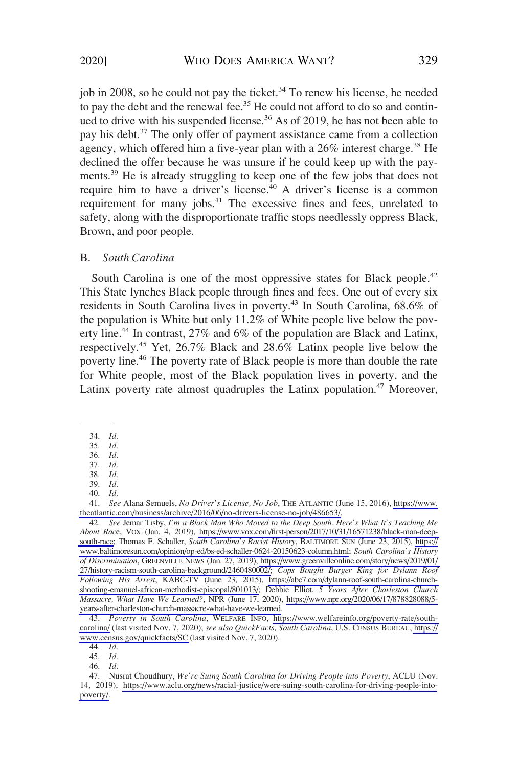job in 2008, so he could not pay the ticket.[34] To renew his license, he needed to pay the debt and the renewal fee.[35] He could not afford to do so and continued to drive with his suspended license.[36] As of 2019, he has not been able to pay his debt.[37] The only offer of payment assistance came from a collection agency, which offered him a five-year plan with a 26% interest charge.[38] He declined the offer because he was unsure if he could keep up with the payments.[39] He is already struggling to keep one of the few jobs that does not require him to have a driver's license.[40] A driver's license is a common requirement for many jobs.[41] The excessive fines and fees, unrelated to safety, along with the disproportionate traffic stops needlessly oppress Black, Brown, and poor people.

### B. *South Carolina*

South Carolina is one of the most oppressive states for Black people.[42] This State lynches Black people through fines and fees. One out of every six residents in South Carolina lives in poverty.[43] In South Carolina, 68.6% of the population is White but only 11.2% of White people live below the poverty line.[44] In contrast, 27% and 6% of the population are Black and Latinx, respectively.[45] Yet, 26.7% Black and 28.6% Latinx people live below the poverty line.[46] The poverty rate of Black people is more than double the rate for White people, most of the Black population lives in poverty, and the Latinx poverty rate almost quadruples the Latinx population.[47] Moreover,

---

34. *Id.*
35. *Id.*
36. *Id.*
37. *Id.*
38. *Id.*
39. *Id.*
40. *Id.*
41. *See* Alana Semuels, *No Driver's License, No Job*, THE ATLANTIC (June 15, 2016), https://www.theatlantic.com/business/archive/2016/06/no-drivers-license-no-job/486653/.
42. *See* Jemar Tisby, *I'm a Black Man Who Moved to the Deep South. Here's What It's Teaching Me About Rac*e, VOX (Jan. 4, 2019), https://www.vox.com/first-person/2017/10/31/16571238/black-man-deep-south-race; Thomas F. Schaller, *South Carolina's Racist History*, BALTIMORE SUN (June 23, 2015), https://www.baltimoresun.com/opinion/op-ed/bs-ed-schaller-0624-20150623-column.html; *South Carolina's History of Discrimination*, GREENVILLE NEWS (Jan. 27, 2019), https://www.greenvilleonline.com/story/news/2019/01/27/history-racism-south-carolina-background/2460480002/; *Cops Bought Burger King for Dylann Roof Following His Arrest*, KABC-TV (June 23, 2015), https://abc7.com/dylann-roof-south-carolina-church-shooting-emanuel-african-methodist-episcopal/801013/; Debbie Elliot, *5 Years After Charleston Church Massacre, What Have We Learned?*, NPR (June 17, 2020), https://www.npr.org/2020/06/17/878828088/5-years-after-charleston-church-massacre-what-have-we-learned.
43. *Poverty in South Carolina*, WELFARE INFO, https://www.welfareinfo.org/poverty-rate/south-carolina/ (last visited Nov. 7, 2020); *see also QuickFacts, South Carolina*, U.S. CENSUS BUREAU, https://www.census.gov/quickfacts/SC (last visited Nov. 7, 2020).
44. *Id.*
45. *Id.*
46. *Id.*
47. Nusrat Choudhury, *We're Suing South Carolina for Driving People into Poverty*, ACLU (Nov. 14, 2019), https://www.aclu.org/news/racial-justice/were-suing-south-carolina-for-driving-people-into-poverty/.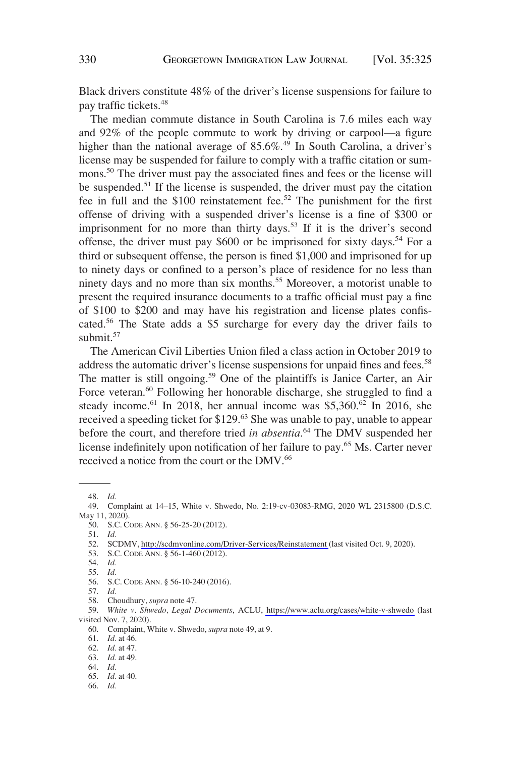Black drivers constitute 48% of the driver's license suspensions for failure to pay traffic tickets.[48]

The median commute distance in South Carolina is 7.6 miles each way and 92% of the people commute to work by driving or carpool—a figure higher than the national average of 85.6%.[49] In South Carolina, a driver's license may be suspended for failure to comply with a traffic citation or summons.[50] The driver must pay the associated fines and fees or the license will be suspended.[51] If the license is suspended, the driver must pay the citation fee in full and the $100 reinstatement fee.[52] The punishment for the first offense of driving with a suspended driver's license is a fine of $300 or imprisonment for no more than thirty days.[53] If it is the driver's second offense, the driver must pay $600 or be imprisoned for sixty days.[54] For a third or subsequent offense, the person is fined $1,000 and imprisoned for up to ninety days or confined to a person's place of residence for no less than ninety days and no more than six months.[55] Moreover, a motorist unable to present the required insurance documents to a traffic official must pay a fine of $100 to $200 and may have his registration and license plates confiscated.[56] The State adds a $5 surcharge for every day the driver fails to submit.[57]

The American Civil Liberties Union filed a class action in October 2019 to address the automatic driver's license suspensions for unpaid fines and fees.[58] The matter is still ongoing.[59] One of the plaintiffs is Janice Carter, an Air Force veteran.[60] Following her honorable discharge, she struggled to find a steady income.[61] In 2018, her annual income was $5,360.[62] In 2016, she received a speeding ticket for $129.[63] She was unable to pay, unable to appear before the court, and therefore tried *in absentia*.[64] The DMV suspended her license indefinitely upon notification of her failure to pay.[65] Ms. Carter never received a notice from the court or the DMV.[66]

---

48. *Id.*
49. Complaint at 14–15, White v. Shwedo, No. 2:19-cv-03083-RMG, 2020 WL 2315800 (D.S.C. May 11, 2020).
50. S.C. CODE ANN. § 56-25-20 (2012).
51. *Id.*
52. SCDMV, http://scdmvonline.com/Driver-Services/Reinstatement (last visited Oct. 9, 2020).
53. S.C. CODE ANN. § 56-1-460 (2012).
54. *Id.*
55. *Id.*
56. S.C. CODE ANN. § 56-10-240 (2016).
57. *Id.*
58. Choudhury, *supra* note 47.
59. *White v. Shwedo, Legal Documents*, ACLU, https://www.aclu.org/cases/white-v-shwedo (last visited Nov. 7, 2020).
60. Complaint, White v. Shwedo, *supra* note 49, at 9.
61. *Id.* at 46.
62. *Id.* at 47.
63. *Id.* at 49.
64. *Id.*
65. *Id.* at 40.
66. *Id.*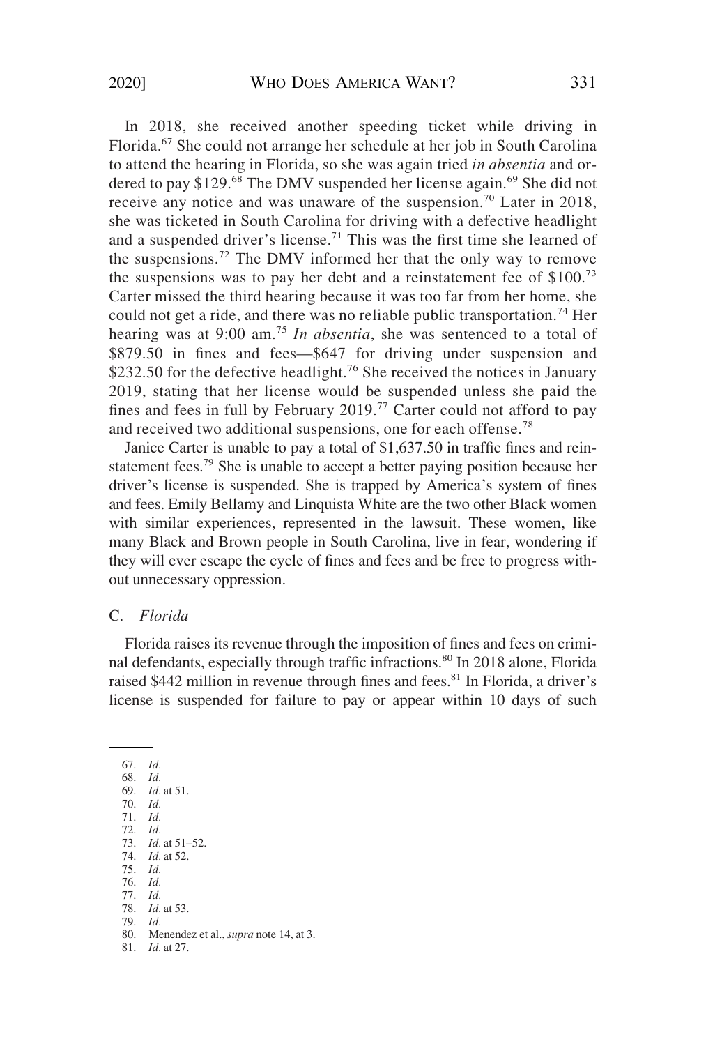In 2018, she received another speeding ticket while driving in Florida.[67] She could not arrange her schedule at her job in South Carolina to attend the hearing in Florida, so she was again tried *in absentia* and ordered to pay $129.[68] The DMV suspended her license again.[69] She did not receive any notice and was unaware of the suspension.[70] Later in 2018, she was ticketed in South Carolina for driving with a defective headlight and a suspended driver's license.[71] This was the first time she learned of the suspensions.[72] The DMV informed her that the only way to remove the suspensions was to pay her debt and a reinstatement fee of $100.[73] Carter missed the third hearing because it was too far from her home, she could not get a ride, and there was no reliable public transportation.[74] Her hearing was at 9:00 am.[75] *In absentia*, she was sentenced to a total of $879.50 in fines and fees—$647 for driving under suspension and $232.50 for the defective headlight.[76] She received the notices in January 2019, stating that her license would be suspended unless she paid the fines and fees in full by February 2019.[77] Carter could not afford to pay and received two additional suspensions, one for each offense.[78]

Janice Carter is unable to pay a total of $1,637.50 in traffic fines and reinstatement fees.[79] She is unable to accept a better paying position because her driver's license is suspended. She is trapped by America's system of fines and fees. Emily Bellamy and Linquista White are the two other Black women with similar experiences, represented in the lawsuit. These women, like many Black and Brown people in South Carolina, live in fear, wondering if they will ever escape the cycle of fines and fees and be free to progress without unnecessary oppression.

### C. *Florida*

Florida raises its revenue through the imposition of fines and fees on criminal defendants, especially through traffic infractions.[80] In 2018 alone, Florida raised $442 million in revenue through fines and fees.[81] In Florida, a driver's license is suspended for failure to pay or appear within 10 days of such

---

67. *Id.*
68. *Id.*
69. *Id.* at 51.
70. *Id.*
71. *Id.*
72. *Id.*
73. *Id.* at 51–52.
74. *Id.* at 52.
75. *Id.*
76. *Id.*
77. *Id.*
78. *Id.* at 53.
79. *Id.*
80. Menendez et al., *supra* note 14, at 3.
81. *Id.* at 27.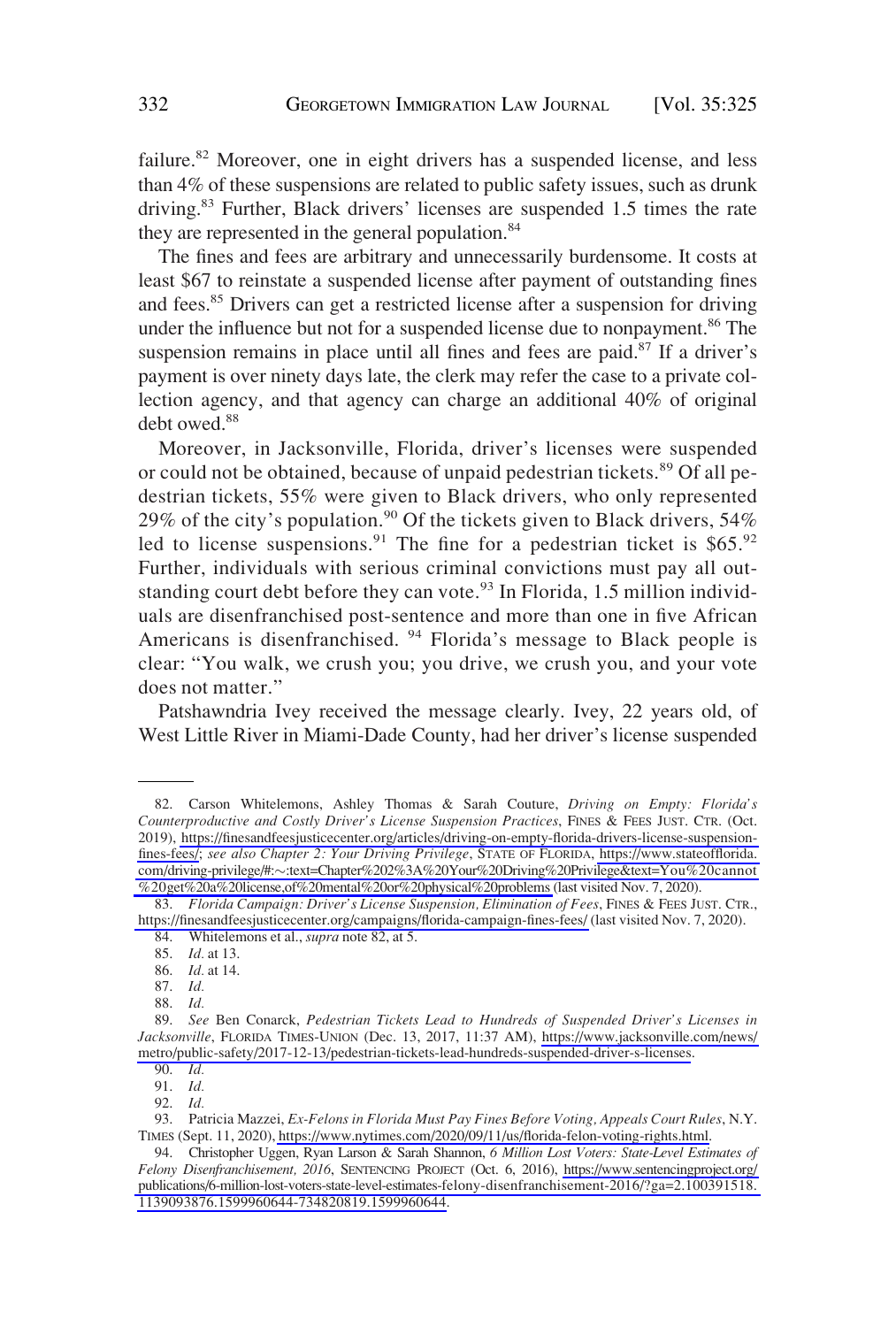failure.[82] Moreover, one in eight drivers has a suspended license, and less than 4% of these suspensions are related to public safety issues, such as drunk driving.[83] Further, Black drivers' licenses are suspended 1.5 times the rate they are represented in the general population.[84]

The fines and fees are arbitrary and unnecessarily burdensome. It costs at least $67 to reinstate a suspended license after payment of outstanding fines and fees.[85] Drivers can get a restricted license after a suspension for driving under the influence but not for a suspended license due to nonpayment.[86] The suspension remains in place until all fines and fees are paid.[87] If a driver's payment is over ninety days late, the clerk may refer the case to a private collection agency, and that agency can charge an additional 40% of original debt owed.[88]

Moreover, in Jacksonville, Florida, driver's licenses were suspended or could not be obtained, because of unpaid pedestrian tickets.[89] Of all pedestrian tickets, 55% were given to Black drivers, who only represented 29% of the city's population.[90] Of the tickets given to Black drivers, 54% led to license suspensions.[91] The fine for a pedestrian ticket is $65.[92] Further, individuals with serious criminal convictions must pay all outstanding court debt before they can vote.[93] In Florida, 1.5 million individuals are disenfranchised post-sentence and more than one in five African Americans is disenfranchised. [94] Florida's message to Black people is clear: "You walk, we crush you; you drive, we crush you, and your vote does not matter."

Patshawndria Ivey received the message clearly. Ivey, 22 years old, of West Little River in Miami-Dade County, had her driver's license suspended

---

82. Carson Whitelemons, Ashley Thomas & Sarah Couture, *Driving on Empty: Florida's Counterproductive and Costly Driver's License Suspension Practices*, FINES & FEES JUST. CTR. (Oct. 2019), https://finesandfeesjusticecenter.org/articles/driving-on-empty-florida-drivers-license-suspension-fines-fees/; *see also Chapter 2: Your Driving Privilege*, STATE OF FLORIDA, https://www.stateofflorida.com/driving-privilege/#:~:text=Chapter%202%3A%20Your%20Driving%20Privilege&text=You%20cannot%20get%20a%20license,of%20mental%20or%20physical%20problems (last visited Nov. 7, 2020).

83. *Florida Campaign: Driver's License Suspension, Elimination of Fees*, FINES & FEES JUST. CTR., https://finesandfeesjusticecenter.org/campaigns/florida-campaign-fines-fees/ (last visited Nov. 7, 2020).

84. Whitelemons et al., *supra* note 82, at 5.

85. *Id.* at 13.

86. *Id.* at 14.

87. *Id.*

88. *Id.*

89. *See* Ben Conarck, *Pedestrian Tickets Lead to Hundreds of Suspended Driver's Licenses in Jacksonville*, FLORIDA TIMES-UNION (Dec. 13, 2017, 11:37 AM), https://www.jacksonville.com/news/metro/public-safety/2017-12-13/pedestrian-tickets-lead-hundreds-suspended-driver-s-licenses.

90. *Id.*

91. *Id.*

92. *Id.*

93. Patricia Mazzei, *Ex-Felons in Florida Must Pay Fines Before Voting, Appeals Court Rules*, N.Y. TIMES (Sept. 11, 2020), https://www.nytimes.com/2020/09/11/us/florida-felon-voting-rights.html.

94. Christopher Uggen, Ryan Larson & Sarah Shannon, *6 Million Lost Voters: State-Level Estimates of Felony Disenfranchisement, 2016*, SENTENCING PROJECT (Oct. 6, 2016), https://www.sentencingproject.org/publications/6-million-lost-voters-state-level-estimates-felony-disenfranchisement-2016/?ga=2.100391518.1139093876.1599960644-734820819.1599960644.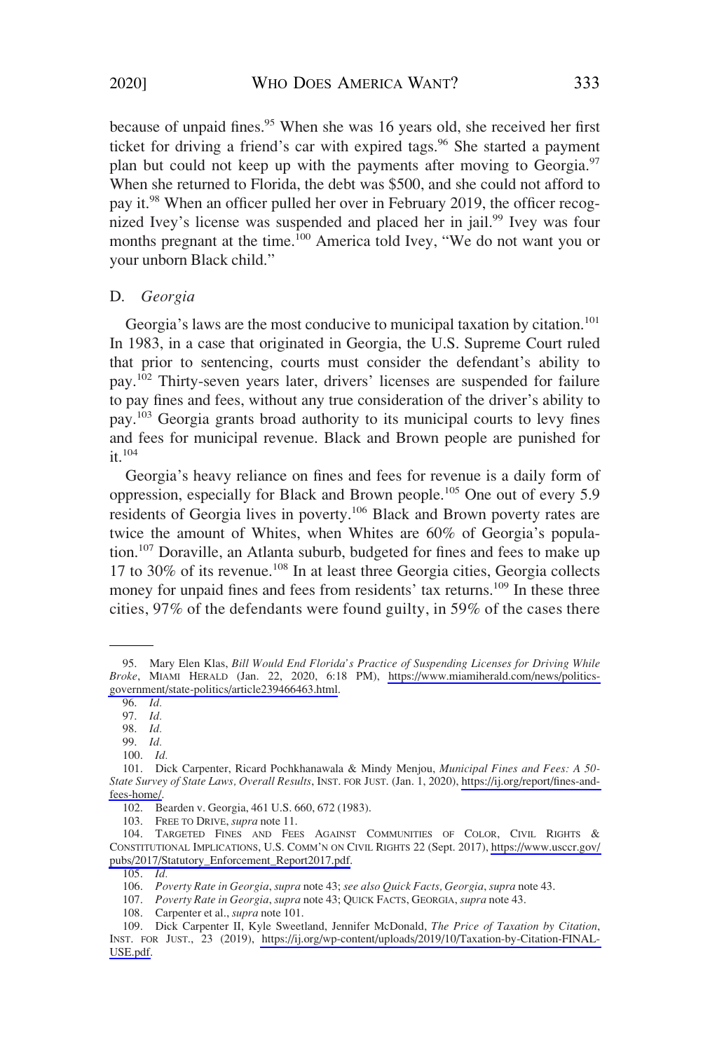because of unpaid fines.[95] When she was 16 years old, she received her first ticket for driving a friend's car with expired tags.[96] She started a payment plan but could not keep up with the payments after moving to Georgia.[97] When she returned to Florida, the debt was $500, and she could not afford to pay it.[98] When an officer pulled her over in February 2019, the officer recognized Ivey's license was suspended and placed her in jail.[99] Ivey was four months pregnant at the time.[100] America told Ivey, "We do not want you or your unborn Black child."

### D. *Georgia*

Georgia's laws are the most conducive to municipal taxation by citation.[101] In 1983, in a case that originated in Georgia, the U.S. Supreme Court ruled that prior to sentencing, courts must consider the defendant's ability to pay.[102] Thirty-seven years later, drivers' licenses are suspended for failure to pay fines and fees, without any true consideration of the driver's ability to pay.[103] Georgia grants broad authority to its municipal courts to levy fines and fees for municipal revenue. Black and Brown people are punished for it.[104]

Georgia's heavy reliance on fines and fees for revenue is a daily form of oppression, especially for Black and Brown people.[105] One out of every 5.9 residents of Georgia lives in poverty.[106] Black and Brown poverty rates are twice the amount of Whites, when Whites are 60% of Georgia's population.[107] Doraville, an Atlanta suburb, budgeted for fines and fees to make up 17 to 30% of its revenue.[108] In at least three Georgia cities, Georgia collects money for unpaid fines and fees from residents' tax returns.[109] In these three cities, 97% of the defendants were found guilty, in 59% of the cases there

---

95. Mary Elen Klas, *Bill Would End Florida's Practice of Suspending Licenses for Driving While Broke*, MIAMI HERALD (Jan. 22, 2020, 6:18 PM), https://www.miamiherald.com/news/politics-government/state-politics/article239466463.html.

96. *Id.*

97. *Id.*

98. *Id.*

99. *Id.*

100. *Id.*

101. Dick Carpenter, Ricard Pochkhanawala & Mindy Menjou, *Municipal Fines and Fees: A 50-State Survey of State Laws, Overall Results*, INST. FOR JUST. (Jan. 1, 2020), https://ij.org/report/fines-and-fees-home/.

102. Bearden v. Georgia, 461 U.S. 660, 672 (1983).

103. FREE TO DRIVE, *supra* note 11.

104. TARGETED FINES AND FEES AGAINST COMMUNITIES OF COLOR, CIVIL RIGHTS & CONSTITUTIONAL IMPLICATIONS, U.S. COMM'N ON CIVIL RIGHTS 22 (Sept. 2017), https://www.usccr.gov/pubs/2017/Statutory_Enforcement_Report2017.pdf.

105. *Id.*

106. *Poverty Rate in Georgia*, *supra* note 43; *see also Quick Facts, Georgia*, *supra* note 43.

107. *Poverty Rate in Georgia*, *supra* note 43; QUICK FACTS, GEORGIA, *supra* note 43.

108. Carpenter et al., *supra* note 101.

109. Dick Carpenter II, Kyle Sweetland, Jennifer McDonald, *The Price of Taxation by Citation*, INST. FOR JUST., 23 (2019), https://ij.org/wp-content/uploads/2019/10/Taxation-by-Citation-FINAL-USE.pdf.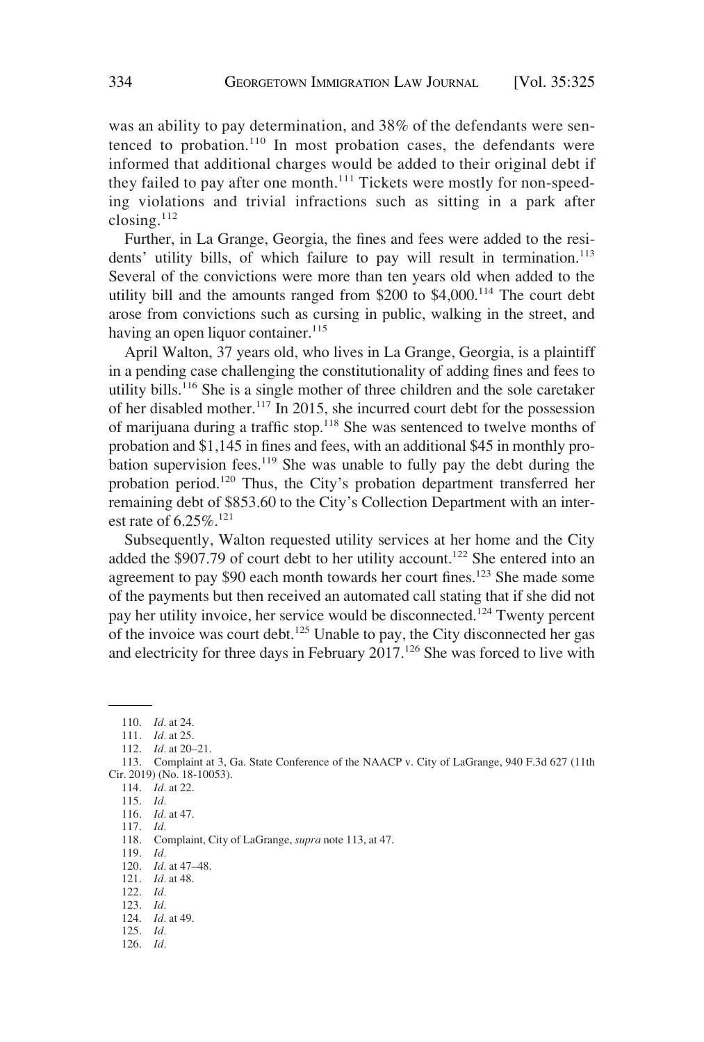was an ability to pay determination, and 38% of the defendants were sentenced to probation.[110] In most probation cases, the defendants were informed that additional charges would be added to their original debt if they failed to pay after one month.[111] Tickets were mostly for non-speeding violations and trivial infractions such as sitting in a park after closing.[112]

Further, in La Grange, Georgia, the fines and fees were added to the residents' utility bills, of which failure to pay will result in termination.[113] Several of the convictions were more than ten years old when added to the utility bill and the amounts ranged from $200 to $4,000.[114] The court debt arose from convictions such as cursing in public, walking in the street, and having an open liquor container.[115]

April Walton, 37 years old, who lives in La Grange, Georgia, is a plaintiff in a pending case challenging the constitutionality of adding fines and fees to utility bills.[116] She is a single mother of three children and the sole caretaker of her disabled mother.[117] In 2015, she incurred court debt for the possession of marijuana during a traffic stop.[118] She was sentenced to twelve months of probation and $1,145 in fines and fees, with an additional $45 in monthly probation supervision fees.[119] She was unable to fully pay the debt during the probation period.[120] Thus, the City's probation department transferred her remaining debt of $853.60 to the City's Collection Department with an interest rate of 6.25%.[121]

Subsequently, Walton requested utility services at her home and the City added the $907.79 of court debt to her utility account.[122] She entered into an agreement to pay $90 each month towards her court fines.[123] She made some of the payments but then received an automated call stating that if she did not pay her utility invoice, her service would be disconnected.[124] Twenty percent of the invoice was court debt.[125] Unable to pay, the City disconnected her gas and electricity for three days in February 2017.[126] She was forced to live with

---

110. *Id.* at 24.

111. *Id.* at 25.

112. *Id.* at 20–21.

113. Complaint at 3, Ga. State Conference of the NAACP v. City of LaGrange, 940 F.3d 627 (11th Cir. 2019) (No. 18-10053).

114. *Id.* at 22.

115. *Id.*

116. *Id.* at 47.

117. *Id.*

118. Complaint, City of LaGrange, *supra* note 113, at 47.

119. *Id.*

120. *Id.* at 47–48.

121. *Id.* at 48.

122. *Id.*

123. *Id.*

124. *Id.* at 49.

125. *Id.*

126. *Id.*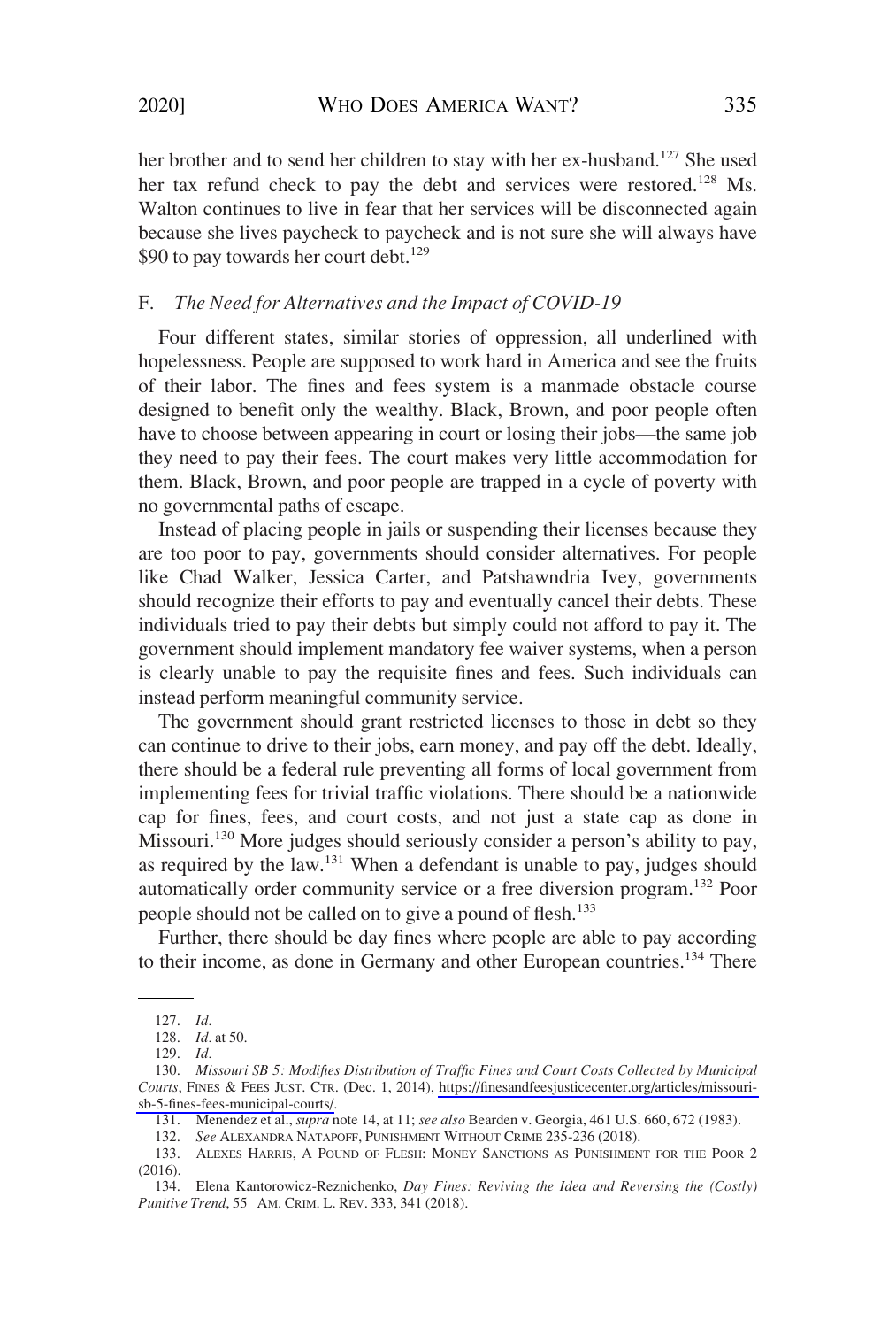her brother and to send her children to stay with her ex-husband.[127] She used her tax refund check to pay the debt and services were restored.[128] Ms. Walton continues to live in fear that her services will be disconnected again because she lives paycheck to paycheck and is not sure she will always have $90 to pay towards her court debt.[129]

### F. *The Need for Alternatives and the Impact of COVID-19*

Four different states, similar stories of oppression, all underlined with hopelessness. People are supposed to work hard in America and see the fruits of their labor. The fines and fees system is a manmade obstacle course designed to benefit only the wealthy. Black, Brown, and poor people often have to choose between appearing in court or losing their jobs—the same job they need to pay their fees. The court makes very little accommodation for them. Black, Brown, and poor people are trapped in a cycle of poverty with no governmental paths of escape.

Instead of placing people in jails or suspending their licenses because they are too poor to pay, governments should consider alternatives. For people like Chad Walker, Jessica Carter, and Patshawndria Ivey, governments should recognize their efforts to pay and eventually cancel their debts. These individuals tried to pay their debts but simply could not afford to pay it. The government should implement mandatory fee waiver systems, when a person is clearly unable to pay the requisite fines and fees. Such individuals can instead perform meaningful community service.

The government should grant restricted licenses to those in debt so they can continue to drive to their jobs, earn money, and pay off the debt. Ideally, there should be a federal rule preventing all forms of local government from implementing fees for trivial traffic violations. There should be a nationwide cap for fines, fees, and court costs, and not just a state cap as done in Missouri.[130] More judges should seriously consider a person's ability to pay, as required by the law.[131] When a defendant is unable to pay, judges should automatically order community service or a free diversion program.[132] Poor people should not be called on to give a pound of flesh.[133]

Further, there should be day fines where people are able to pay according to their income, as done in Germany and other European countries.[134] There

---

127. *Id.*

128. *Id.* at 50.

129. *Id.*

130. *Missouri SB 5: Modifies Distribution of Traffic Fines and Court Costs Collected by Municipal Courts*, FINES & FEES JUST. CTR. (Dec. 1, 2014), https://finesandfeesjusticecenter.org/articles/missouri-sb-5-fines-fees-municipal-courts/.

131. Menendez et al., *supra* note 14, at 11; *see also* Bearden v. Georgia, 461 U.S. 660, 672 (1983).

132. *See* ALEXANDRA NATAPOFF, PUNISHMENT WITHOUT CRIME 235-236 (2018).

133. ALEXES HARRIS, A POUND OF FLESH: MONEY SANCTIONS AS PUNISHMENT FOR THE POOR 2 (2016).

134. Elena Kantorowicz-Reznichenko, *Day Fines: Reviving the Idea and Reversing the (Costly) Punitive Trend*, 55 AM. CRIM. L. REV. 333, 341 (2018).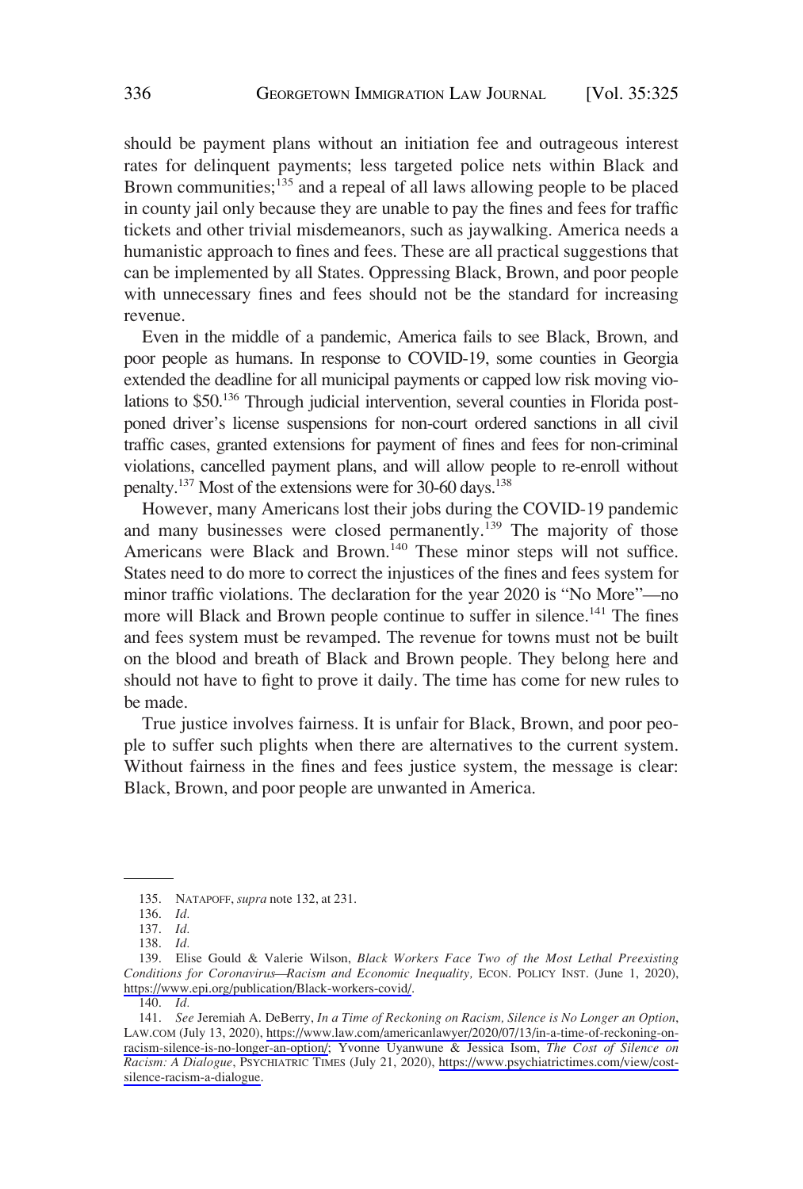should be payment plans without an initiation fee and outrageous interest rates for delinquent payments; less targeted police nets within Black and Brown communities;[135] and a repeal of all laws allowing people to be placed in county jail only because they are unable to pay the fines and fees for traffic tickets and other trivial misdemeanors, such as jaywalking. America needs a humanistic approach to fines and fees. These are all practical suggestions that can be implemented by all States. Oppressing Black, Brown, and poor people with unnecessary fines and fees should not be the standard for increasing revenue.

Even in the middle of a pandemic, America fails to see Black, Brown, and poor people as humans. In response to COVID-19, some counties in Georgia extended the deadline for all municipal payments or capped low risk moving violations to $50.[136] Through judicial intervention, several counties in Florida postponed driver's license suspensions for non-court ordered sanctions in all civil traffic cases, granted extensions for payment of fines and fees for non-criminal violations, cancelled payment plans, and will allow people to re-enroll without penalty.[137] Most of the extensions were for 30-60 days.[138]

However, many Americans lost their jobs during the COVID-19 pandemic and many businesses were closed permanently.[139] The majority of those Americans were Black and Brown.[140] These minor steps will not suffice. States need to do more to correct the injustices of the fines and fees system for minor traffic violations. The declaration for the year 2020 is "No More"—no more will Black and Brown people continue to suffer in silence.[141] The fines and fees system must be revamped. The revenue for towns must not be built on the blood and breath of Black and Brown people. They belong here and should not have to fight to prove it daily. The time has come for new rules to be made.

True justice involves fairness. It is unfair for Black, Brown, and poor people to suffer such plights when there are alternatives to the current system. Without fairness in the fines and fees justice system, the message is clear: Black, Brown, and poor people are unwanted in America.

---

135. NATAPOFF, *supra* note 132, at 231.

136. *Id.*

137. *Id.*

138. *Id.*

139. Elise Gould & Valerie Wilson, *Black Workers Face Two of the Most Lethal Preexisting Conditions for Coronavirus—Racism and Economic Inequality,* ECON. POLICY INST. (June 1, 2020), https://www.epi.org/publication/Black-workers-covid/.

140. *Id.*

141. *See* Jeremiah A. DeBerry, *In a Time of Reckoning on Racism, Silence is No Longer an Option*, LAW.COM (July 13, 2020), https://www.law.com/americanlawyer/2020/07/13/in-a-time-of-reckoning-on-racism-silence-is-no-longer-an-option/; Yvonne Uyanwune & Jessica Isom, *The Cost of Silence on Racism: A Dialogue*, PSYCHIATRIC TIMES (July 21, 2020), https://www.psychiatrictimes.com/view/cost-silence-racism-a-dialogue.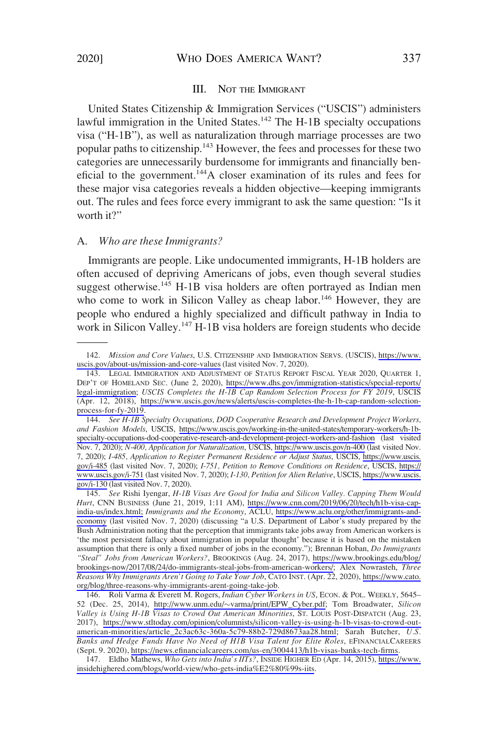## III. NOT THE IMMIGRANT

United States Citizenship & Immigration Services ("USCIS") administers lawful immigration in the United States.[142] The H-1B specialty occupations visa ("H-1B"), as well as naturalization through marriage processes are two popular paths to citizenship.[143] However, the fees and processes for these two categories are unnecessarily burdensome for immigrants and financially beneficial to the government.[144]A closer examination of its rules and fees for these major visa categories reveals a hidden objective—keeping immigrants out. The rules and fees force every immigrant to ask the same question: "Is it worth it?"

### A. *Who are these Immigrants?*

Immigrants are people. Like undocumented immigrants, H-1B holders are often accused of depriving Americans of jobs, even though several studies suggest otherwise.[145] H-1B visa holders are often portrayed as Indian men who come to work in Silicon Valley as cheap labor.[146] However, they are people who endured a highly specialized and difficult pathway in India to work in Silicon Valley.[147] H-1B visa holders are foreign students who decide

---

142. *Mission and Core Values*, U.S. CITIZENSHIP AND IMMIGRATION SERVS. (USCIS), https://www.uscis.gov/about-us/mission-and-core-values (last visited Nov. 7, 2020).

143. LEGAL IMMIGRATION AND ADJUSTMENT OF STATUS REPORT FISCAL YEAR 2020, QUARTER 1, DEP'T OF HOMELAND SEC. (June 2, 2020), https://www.dhs.gov/immigration-statistics/special-reports/legal-immigration; *USCIS Completes the H-1B Cap Random Selection Process for FY 2019*, USCIS (Apr. 12, 2018), https://www.uscis.gov/news/alerts/uscis-completes-the-h-1b-cap-random-selection-process-for-fy-2019.

144. *See H-1B Specialty Occupations, DOD Cooperative Research and Development Project Workers, and Fashion Models*, USCIS, https://www.uscis.gov/working-in-the-united-states/temporary-workers/h-1b-specialty-occupations-dod-cooperative-research-and-development-project-workers-and-fashion (last visited Nov. 7, 2020); *N-400, Application for Naturalization*, USCIS, https://www.uscis.gov/n-400 (last visited Nov. 7, 2020); *I-485, Application to Register Permanent Residence or Adjust Status*, USCIS, https://www.uscis.gov/i-485 (last visited Nov. 7, 2020); *I-751, Petition to Remove Conditions on Residence*, USCIS, https://www.uscis.gov/i-751 (last visited Nov. 7, 2020); *I-130, Petition for Alien Relative*, USCIS, https://www.uscis.gov/i-130 (last visited Nov. 7, 2020).

145. *See* Rishi Iyengar, *H-1B Visas Are Good for India and Silicon Valley. Capping Them Would Hurt*, CNN BUSINESS (June 21, 2019, 1:11 AM), https://www.cnn.com/2019/06/20/tech/h1b-visa-cap-india-us/index.html; *Immigrants and the Economy*, ACLU, https://www.aclu.org/other/immigrants-and-economy (last visited Nov. 7, 2020) (discussing "a U.S. Department of Labor's study prepared by the Bush Administration noting that the perception that immigrants take jobs away from American workers is 'the most persistent fallacy about immigration in popular thought' because it is based on the mistaken assumption that there is only a fixed number of jobs in the economy."); Brennan Hoban, *Do Immigrants "Steal" Jobs from American Workers?*, BROOKINGS (Aug. 24, 2017), https://www.brookings.edu/blog/brookings-now/2017/08/24/do-immigrants-steal-jobs-from-american-workers/; Alex Nowrasteh, *Three Reasons Why Immigrants Aren't Going to Take Your Job*, CATO INST. (Apr. 22, 2020), https://www.cato.org/blog/three-reasons-why-immigrants-arent-going-take-job.

146. Roli Varma & Everett M. Rogers, *Indian Cyber Workers in US*, ECON. & POL. WEEKLY, 5645–52 (Dec. 25, 2014), http://www.unm.edu/~varma/print/EPW_Cyber.pdf; Tom Broadwater, *Silicon Valley is Using H-1B Visas to Crowd Out American Minorities*, ST. LOUIS POST-DISPATCH (Aug. 23, 2017), https://www.stltoday.com/opinion/columnists/silicon-valley-is-using-h-1b-visas-to-crowd-out-american-minorities/article_2c3ac63c-360a-5c79-88b2-729d8673aa28.html; Sarah Butcher, *U.S. Banks and Hedge Funds Have No Need of H1B Visa Talent for Elite Roles*, EFINANCIALCAREERS (Sept. 9. 2020), https://news.efinancialcareers.com/us-en/3004413/h1b-visas-banks-tech-firms.

147. Eldho Mathews, *Who Gets into India's IITs?*, INSIDE HIGHER ED (Apr. 14, 2015), https://www.insidehighered.com/blogs/world-view/who-gets-india%E2%80%99s-iits.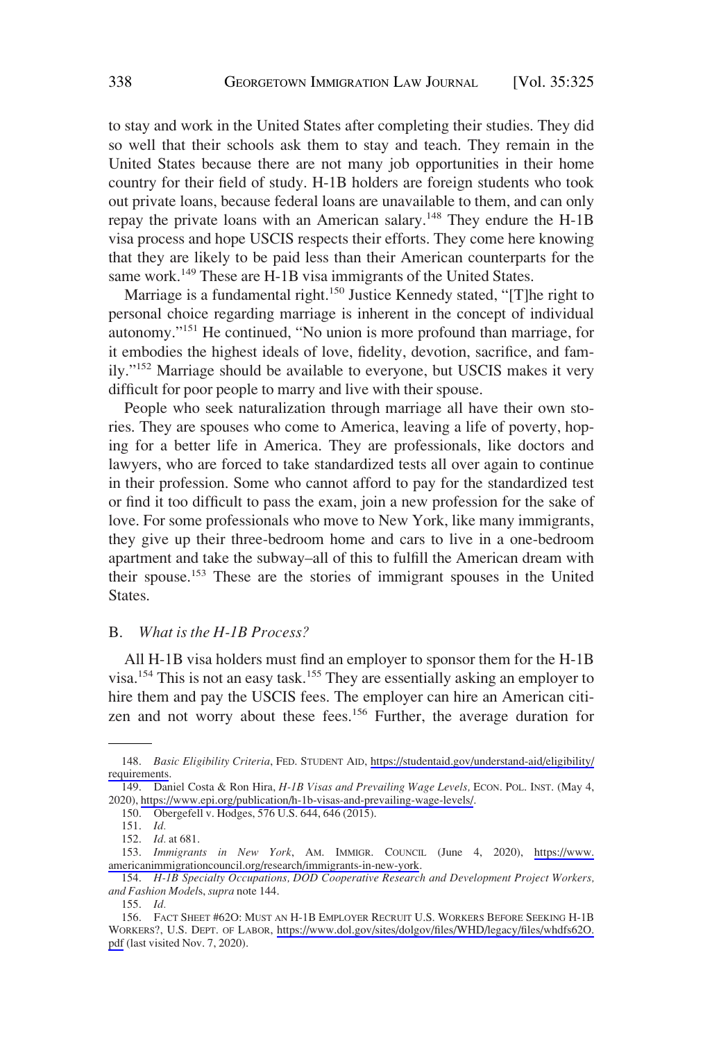to stay and work in the United States after completing their studies. They did so well that their schools ask them to stay and teach. They remain in the United States because there are not many job opportunities in their home country for their field of study. H-1B holders are foreign students who took out private loans, because federal loans are unavailable to them, and can only repay the private loans with an American salary.[148] They endure the H-1B visa process and hope USCIS respects their efforts. They come here knowing that they are likely to be paid less than their American counterparts for the same work.[149] These are H-1B visa immigrants of the United States.

Marriage is a fundamental right.[150] Justice Kennedy stated, "[T]he right to personal choice regarding marriage is inherent in the concept of individual autonomy."[151] He continued, "No union is more profound than marriage, for it embodies the highest ideals of love, fidelity, devotion, sacrifice, and family."[152] Marriage should be available to everyone, but USCIS makes it very difficult for poor people to marry and live with their spouse.

People who seek naturalization through marriage all have their own stories. They are spouses who come to America, leaving a life of poverty, hoping for a better life in America. They are professionals, like doctors and lawyers, who are forced to take standardized tests all over again to continue in their profession. Some who cannot afford to pay for the standardized test or find it too difficult to pass the exam, join a new profession for the sake of love. For some professionals who move to New York, like many immigrants, they give up their three-bedroom home and cars to live in a one-bedroom apartment and take the subway–all of this to fulfill the American dream with their spouse.[153] These are the stories of immigrant spouses in the United States.

### B. *What is the H-1B Process?*

All H-1B visa holders must find an employer to sponsor them for the H-1B visa.[154] This is not an easy task.[155] They are essentially asking an employer to hire them and pay the USCIS fees. The employer can hire an American citizen and not worry about these fees.[156] Further, the average duration for

---

148. *Basic Eligibility Criteria*, FED. STUDENT AID, https://studentaid.gov/understand-aid/eligibility/requirements.

149. Daniel Costa & Ron Hira, *H-1B Visas and Prevailing Wage Levels,* ECON. POL. INST. (May 4, 2020), https://www.epi.org/publication/h-1b-visas-and-prevailing-wage-levels/.

150. Obergefell v. Hodges, 576 U.S. 644, 646 (2015).

151. *Id.*

152. *Id.* at 681.

153. *Immigrants in New York*, AM. IMMIGR. COUNCIL (June 4, 2020), https://www.americanimmigrationcouncil.org/research/immigrants-in-new-york.

154. *H-1B Specialty Occupations, DOD Cooperative Research and Development Project Workers, and Fashion Model*s, *supra* note 144.

155. *Id.*

156. FACT SHEET #62O: MUST AN H-1B EMPLOYER RECRUIT U.S. WORKERS BEFORE SEEKING H-1B WORKERS?, U.S. DEPT. OF LABOR, https://www.dol.gov/sites/dolgov/files/WHD/legacy/files/whdfs62O.pdf (last visited Nov. 7, 2020).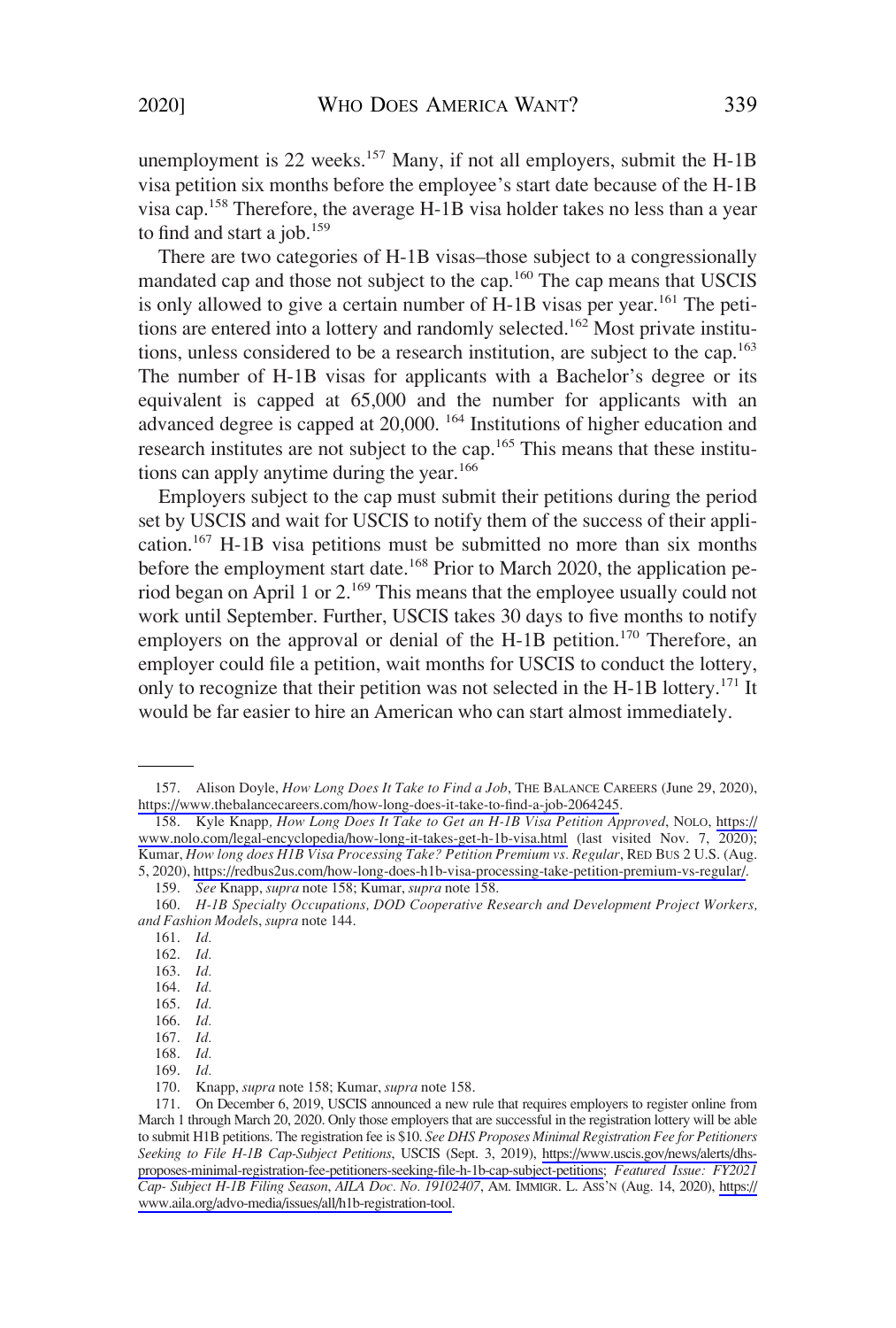unemployment is 22 weeks.[157] Many, if not all employers, submit the H-1B visa petition six months before the employee's start date because of the H-1B visa cap.[158] Therefore, the average H-1B visa holder takes no less than a year to find and start a job.[159]

There are two categories of H-1B visas–those subject to a congressionally mandated cap and those not subject to the cap.[160] The cap means that USCIS is only allowed to give a certain number of H-1B visas per year.[161] The petitions are entered into a lottery and randomly selected.[162] Most private institutions, unless considered to be a research institution, are subject to the cap.[163] The number of H-1B visas for applicants with a Bachelor's degree or its equivalent is capped at 65,000 and the number for applicants with an advanced degree is capped at 20,000. [164] Institutions of higher education and research institutes are not subject to the cap.[165] This means that these institutions can apply anytime during the year.[166]

Employers subject to the cap must submit their petitions during the period set by USCIS and wait for USCIS to notify them of the success of their application.[167] H-1B visa petitions must be submitted no more than six months before the employment start date.[168] Prior to March 2020, the application period began on April 1 or 2.[169] This means that the employee usually could not work until September. Further, USCIS takes 30 days to five months to notify employers on the approval or denial of the H-1B petition.[170] Therefore, an employer could file a petition, wait months for USCIS to conduct the lottery, only to recognize that their petition was not selected in the H-1B lottery.[171] It would be far easier to hire an American who can start almost immediately.

---

157. Alison Doyle, *How Long Does It Take to Find a Job*, THE BALANCE CAREERS (June 29, 2020), https://www.thebalancecareers.com/how-long-does-it-take-to-find-a-job-2064245.

158. Kyle Knapp, *How Long Does It Take to Get an H-1B Visa Petition Approved*, NOLO, https://www.nolo.com/legal-encyclopedia/how-long-it-takes-get-h-1b-visa.html (last visited Nov. 7, 2020); Kumar, *How long does H1B Visa Processing Take? Petition Premium vs. Regular*, RED BUS 2 U.S. (Aug. 5, 2020), https://redbus2us.com/how-long-does-h1b-visa-processing-take-petition-premium-vs-regular/.

159. *See* Knapp, *supra* note 158; Kumar, *supra* note 158.

160. *H-1B Specialty Occupations, DOD Cooperative Research and Development Project Workers, and Fashion Models*, *supra* note 144.

161. *Id.*

162. *Id.*

163. *Id.*

164. *Id.*

165. *Id.*

166. *Id.*

167. *Id.*

168. *Id.*

169. *Id.*

170. Knapp, *supra* note 158; Kumar, *supra* note 158.

171. On December 6, 2019, USCIS announced a new rule that requires employers to register online from March 1 through March 20, 2020. Only those employers that are successful in the registration lottery will be able to submit H1B petitions. The registration fee is $10. *See DHS Proposes Minimal Registration Fee for Petitioners Seeking to File H-1B Cap-Subject Petitions*, USCIS (Sept. 3, 2019), https://www.uscis.gov/news/alerts/dhs-proposes-minimal-registration-fee-petitioners-seeking-file-h-1b-cap-subject-petitions; *Featured Issue: FY2021 Cap- Subject H-1B Filing Season*, *AILA Doc. No. 19102407*, AM. IMMIGR. L. ASS'N (Aug. 14, 2020), https://www.aila.org/advo-media/issues/all/h1b-registration-tool.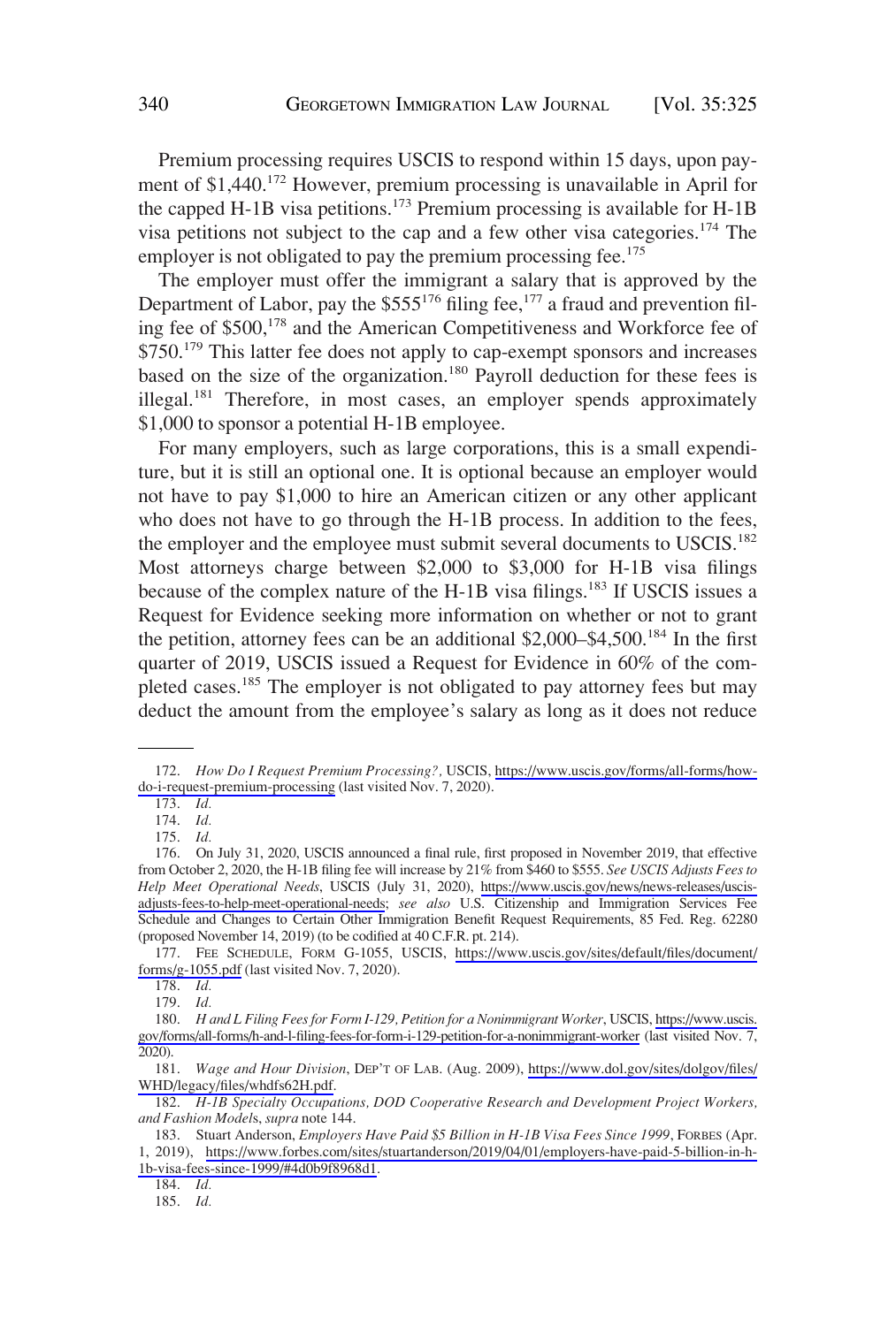Premium processing requires USCIS to respond within 15 days, upon payment of $1,440.[172] However, premium processing is unavailable in April for the capped H-1B visa petitions.[173] Premium processing is available for H-1B visa petitions not subject to the cap and a few other visa categories.[174] The employer is not obligated to pay the premium processing fee.[175]

The employer must offer the immigrant a salary that is approved by the Department of Labor, pay the $555[176] filing fee,[177] a fraud and prevention filing fee of $500,[178] and the American Competitiveness and Workforce fee of $750.[179] This latter fee does not apply to cap-exempt sponsors and increases based on the size of the organization.[180] Payroll deduction for these fees is illegal.[181] Therefore, in most cases, an employer spends approximately $1,000 to sponsor a potential H-1B employee.

For many employers, such as large corporations, this is a small expenditure, but it is still an optional one. It is optional because an employer would not have to pay $1,000 to hire an American citizen or any other applicant who does not have to go through the H-1B process. In addition to the fees, the employer and the employee must submit several documents to USCIS.[182] Most attorneys charge between $2,000 to $3,000 for H-1B visa filings because of the complex nature of the H-1B visa filings.[183] If USCIS issues a Request for Evidence seeking more information on whether or not to grant the petition, attorney fees can be an additional $2,000–$4,500.[184] In the first quarter of 2019, USCIS issued a Request for Evidence in 60% of the completed cases.[185] The employer is not obligated to pay attorney fees but may deduct the amount from the employee's salary as long as it does not reduce

---

172. *How Do I Request Premium Processing?,* USCIS, https://www.uscis.gov/forms/all-forms/how-do-i-request-premium-processing (last visited Nov. 7, 2020).

173. *Id.*

174. *Id.*

175. *Id.*

176. On July 31, 2020, USCIS announced a final rule, first proposed in November 2019, that effective from October 2, 2020, the H-1B filing fee will increase by 21% from $460 to $555. *See USCIS Adjusts Fees to Help Meet Operational Needs*, USCIS (July 31, 2020), https://www.uscis.gov/news/news-releases/uscis-adjusts-fees-to-help-meet-operational-needs; *see also* U.S. Citizenship and Immigration Services Fee Schedule and Changes to Certain Other Immigration Benefit Request Requirements, 85 Fed. Reg. 62280 (proposed November 14, 2019) (to be codified at 40 C.F.R. pt. 214).

177. FEE SCHEDULE, FORM G-1055, USCIS, https://www.uscis.gov/sites/default/files/document/forms/g-1055.pdf (last visited Nov. 7, 2020).

178. *Id.*

179. *Id.*

180. *H and L Filing Fees for Form I-129, Petition for a Nonimmigrant Worker*, USCIS, https://www.uscis.gov/forms/all-forms/h-and-l-filing-fees-for-form-i-129-petition-for-a-nonimmigrant-worker (last visited Nov. 7, 2020).

181. *Wage and Hour Division*, DEP'T OF LAB. (Aug. 2009), https://www.dol.gov/sites/dolgov/files/WHD/legacy/files/whdfs62H.pdf.

182. *H-1B Specialty Occupations, DOD Cooperative Research and Development Project Workers, and Fashion Model*s, *supra* note 144.

183. Stuart Anderson, *Employers Have Paid $5 Billion in H-1B Visa Fees Since 1999*, FORBES (Apr. 1, 2019), https://www.forbes.com/sites/stuartanderson/2019/04/01/employers-have-paid-5-billion-in-h-1b-visa-fees-since-1999/#4d0b9f8968d1.

184. *Id.*

185. *Id.*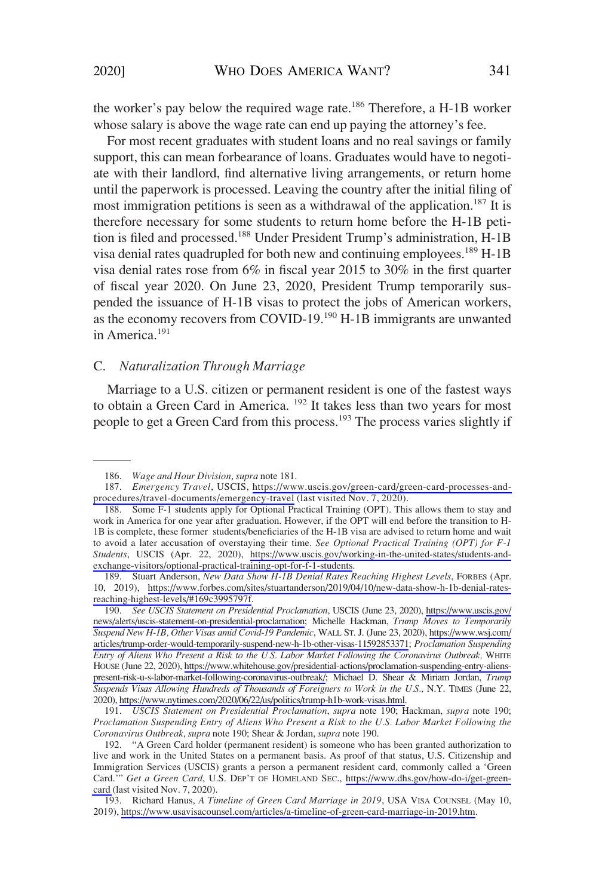the worker's pay below the required wage rate.[186] Therefore, a H-1B worker whose salary is above the wage rate can end up paying the attorney's fee.

For most recent graduates with student loans and no real savings or family support, this can mean forbearance of loans. Graduates would have to negotiate with their landlord, find alternative living arrangements, or return home until the paperwork is processed. Leaving the country after the initial filing of most immigration petitions is seen as a withdrawal of the application.[187] It is therefore necessary for some students to return home before the H-1B petition is filed and processed.[188] Under President Trump's administration, H-1B visa denial rates quadrupled for both new and continuing employees.[189] H-1B visa denial rates rose from 6% in fiscal year 2015 to 30% in the first quarter of fiscal year 2020. On June 23, 2020, President Trump temporarily suspended the issuance of H-1B visas to protect the jobs of American workers, as the economy recovers from COVID-19.[190] H-1B immigrants are unwanted in America.[191]

### C. *Naturalization Through Marriage*

Marriage to a U.S. citizen or permanent resident is one of the fastest ways to obtain a Green Card in America. [192] It takes less than two years for most people to get a Green Card from this process.[193] The process varies slightly if

---

186. *Wage and Hour Division*, *supra* note 181.

187. *Emergency Travel*, USCIS, https://www.uscis.gov/green-card/green-card-processes-and-procedures/travel-documents/emergency-travel (last visited Nov. 7, 2020).

188. Some F-1 students apply for Optional Practical Training (OPT). This allows them to stay and work in America for one year after graduation. However, if the OPT will end before the transition to H-1B is complete, these former students/beneficiaries of the H-1B visa are advised to return home and wait to avoid a later accusation of overstaying their time. *See Optional Practical Training (OPT) for F-1 Students*, USCIS (Apr. 22, 2020), https://www.uscis.gov/working-in-the-united-states/students-and-exchange-visitors/optional-practical-training-opt-for-f-1-students.

189. Stuart Anderson, *New Data Show H-1B Denial Rates Reaching Highest Levels*, FORBES (Apr. 10, 2019), https://www.forbes.com/sites/stuartanderson/2019/04/10/new-data-show-h-1b-denial-rates-reaching-highest-levels/#169c3995797f.

190. *See USCIS Statement on Presidential Proclamation*, USCIS (June 23, 2020), https://www.uscis.gov/news/alerts/uscis-statement-on-presidential-proclamation; Michelle Hackman, *Trump Moves to Temporarily Suspend New H-1B, Other Visas amid Covid-19 Pandemic*, WALL ST. J. (June 23, 2020), https://www.wsj.com/articles/trump-order-would-temporarily-suspend-new-h-1b-other-visas-11592853371; *Proclamation Suspending Entry of Aliens Who Present a Risk to the U.S. Labor Market Following the Coronavirus Outbreak,* WHITE HOUSE (June 22, 2020), https://www.whitehouse.gov/presidential-actions/proclamation-suspending-entry-aliens-present-risk-u-s-labor-market-following-coronavirus-outbreak/; Michael D. Shear & Miriam Jordan, *Trump Suspends Visas Allowing Hundreds of Thousands of Foreigners to Work in the U.S.,* N.Y. TIMES (June 22, 2020), https://www.nytimes.com/2020/06/22/us/politics/trump-h1b-work-visas.html.

191. *USCIS Statement on Presidential Proclamation*, *supra* note 190; Hackman, *supra* note 190; *Proclamation Suspending Entry of Aliens Who Present a Risk to the U.S. Labor Market Following the Coronavirus Outbreak*, *supra* note 190; Shear & Jordan, *supra* note 190.

192. "A Green Card holder (permanent resident) is someone who has been granted authorization to live and work in the United States on a permanent basis. As proof of that status, U.S. Citizenship and Immigration Services (USCIS) grants a person a permanent resident card, commonly called a 'Green Card.'" *Get a Green Card*, U.S. DEP'T OF HOMELAND SEC., https://www.dhs.gov/how-do-i/get-green-card (last visited Nov. 7, 2020).

193. Richard Hanus, *A Timeline of Green Card Marriage in 2019*, USA VISA COUNSEL (May 10, 2019), https://www.usavisacounsel.com/articles/a-timeline-of-green-card-marriage-in-2019.htm.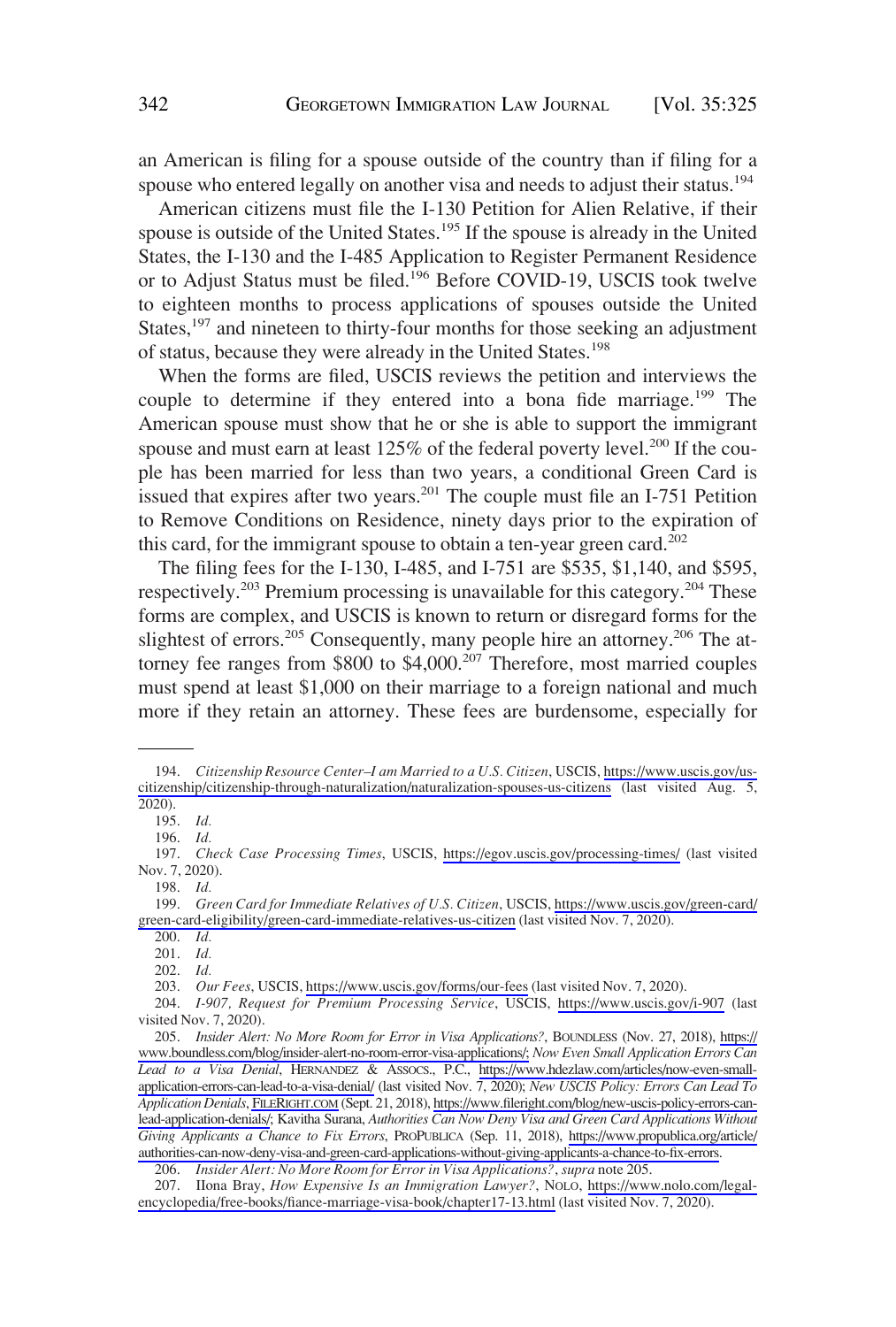an American is filing for a spouse outside of the country than if filing for a spouse who entered legally on another visa and needs to adjust their status.[194]

American citizens must file the I-130 Petition for Alien Relative, if their spouse is outside of the United States.[195] If the spouse is already in the United States, the I-130 and the I-485 Application to Register Permanent Residence or to Adjust Status must be filed.[196] Before COVID-19, USCIS took twelve to eighteen months to process applications of spouses outside the United States,[197] and nineteen to thirty-four months for those seeking an adjustment of status, because they were already in the United States.[198]

When the forms are filed, USCIS reviews the petition and interviews the couple to determine if they entered into a bona fide marriage.[199] The American spouse must show that he or she is able to support the immigrant spouse and must earn at least 125% of the federal poverty level.[200] If the couple has been married for less than two years, a conditional Green Card is issued that expires after two years.[201] The couple must file an I-751 Petition to Remove Conditions on Residence, ninety days prior to the expiration of this card, for the immigrant spouse to obtain a ten-year green card.[202]

The filing fees for the I-130, I-485, and I-751 are $535, $1,140, and $595, respectively.[203] Premium processing is unavailable for this category.[204] These forms are complex, and USCIS is known to return or disregard forms for the slightest of errors.[205] Consequently, many people hire an attorney.[206] The attorney fee ranges from $800 to $4,000.[207] Therefore, most married couples must spend at least $1,000 on their marriage to a foreign national and much more if they retain an attorney. These fees are burdensome, especially for

---

194. *Citizenship Resource Center–I am Married to a U.S. Citizen*, USCIS, https://www.uscis.gov/us-citizenship/citizenship-through-naturalization/naturalization-spouses-us-citizens (last visited Aug. 5, 2020).

195. *Id.*

196. *Id.*

197. *Check Case Processing Times*, USCIS, https://egov.uscis.gov/processing-times/ (last visited Nov. 7, 2020).

198. *Id.*

199. *Green Card for Immediate Relatives of U.S. Citizen*, USCIS, https://www.uscis.gov/green-card/green-card-eligibility/green-card-immediate-relatives-us-citizen (last visited Nov. 7, 2020).

200. *Id.*

201. *Id.*

202. *Id.*

203. *Our Fees*, USCIS, https://www.uscis.gov/forms/our-fees (last visited Nov. 7, 2020).

204. *I-907, Request for Premium Processing Service*, USCIS, https://www.uscis.gov/i-907 (last visited Nov. 7, 2020).

205. *Insider Alert: No More Room for Error in Visa Applications?*, BOUNDLESS (Nov. 27, 2018), https://www.boundless.com/blog/insider-alert-no-room-error-visa-applications/; *Now Even Small Application Errors Can Lead to a Visa Denial*, HERNANDEZ & ASSOCS., P.C., https://www.hdezlaw.com/articles/now-even-small-application-errors-can-lead-to-a-visa-denial/ (last visited Nov. 7, 2020); *New USCIS Policy: Errors Can Lead To Application Denials*, FILERIGHT.COM (Sept. 21, 2018), https://www.fileright.com/blog/new-uscis-policy-errors-can-lead-application-denials/; Kavitha Surana, *Authorities Can Now Deny Visa and Green Card Applications Without Giving Applicants a Chance to Fix Errors*, PROPUBLICA (Sep. 11, 2018), https://www.propublica.org/article/authorities-can-now-deny-visa-and-green-card-applications-without-giving-applicants-a-chance-to-fix-errors.

206. *Insider Alert: No More Room for Error in Visa Applications?*, *supra* note 205.

207. Ilona Bray, *How Expensive Is an Immigration Lawyer?*, NOLO, https://www.nolo.com/legal-encyclopedia/free-books/fiance-marriage-visa-book/chapter17-13.html (last visited Nov. 7, 2020).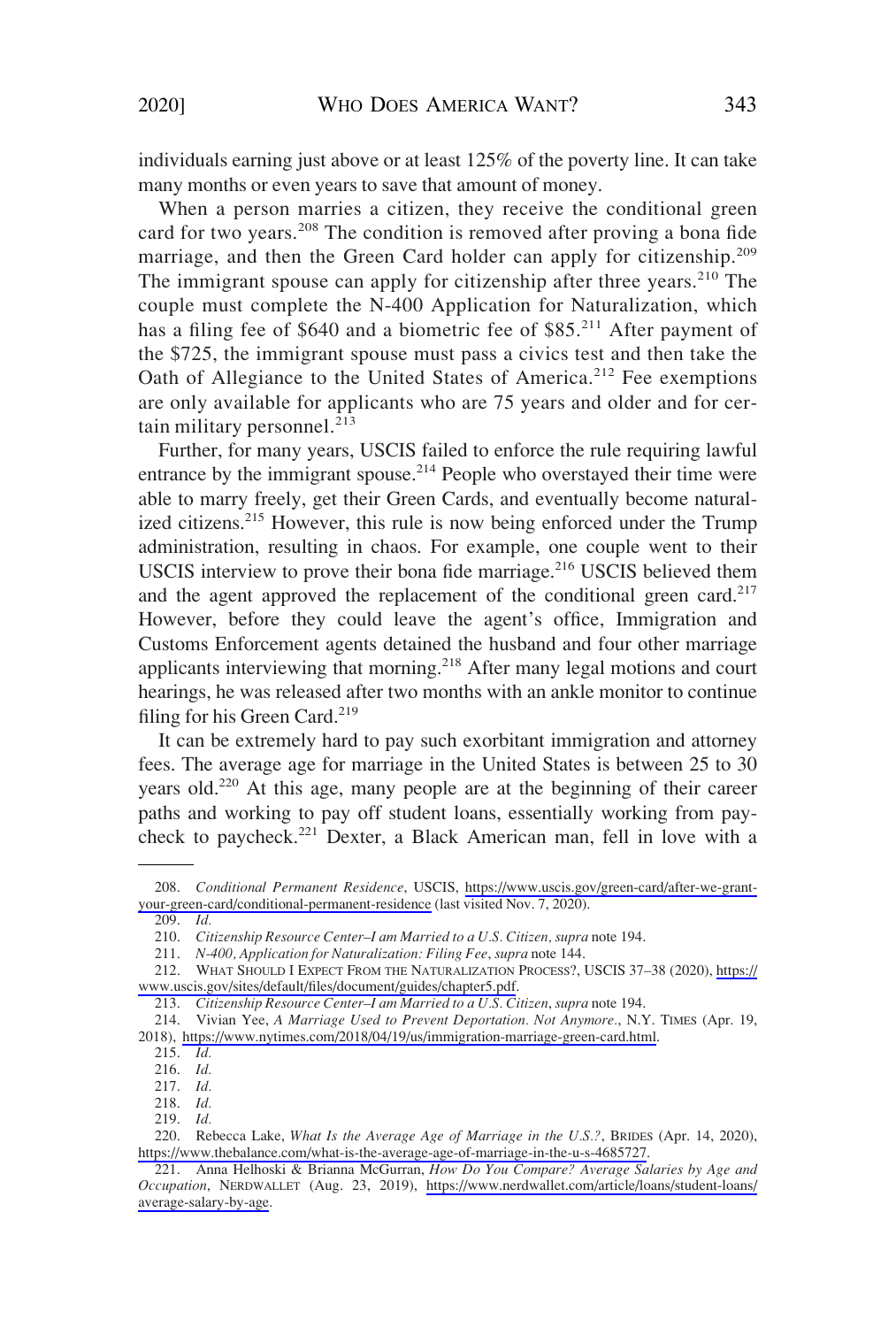individuals earning just above or at least 125% of the poverty line. It can take many months or even years to save that amount of money.

When a person marries a citizen, they receive the conditional green card for two years.[208] The condition is removed after proving a bona fide marriage, and then the Green Card holder can apply for citizenship.[209] The immigrant spouse can apply for citizenship after three years.[210] The couple must complete the N-400 Application for Naturalization, which has a filing fee of $640 and a biometric fee of $85.[211] After payment of the $725, the immigrant spouse must pass a civics test and then take the Oath of Allegiance to the United States of America.[212] Fee exemptions are only available for applicants who are 75 years and older and for certain military personnel.[213]

Further, for many years, USCIS failed to enforce the rule requiring lawful entrance by the immigrant spouse.[214] People who overstayed their time were able to marry freely, get their Green Cards, and eventually become naturalized citizens.[215] However, this rule is now being enforced under the Trump administration, resulting in chaos. For example, one couple went to their USCIS interview to prove their bona fide marriage.[216] USCIS believed them and the agent approved the replacement of the conditional green card.[217] However, before they could leave the agent's office, Immigration and Customs Enforcement agents detained the husband and four other marriage applicants interviewing that morning.[218] After many legal motions and court hearings, he was released after two months with an ankle monitor to continue filing for his Green Card.[219]

It can be extremely hard to pay such exorbitant immigration and attorney fees. The average age for marriage in the United States is between 25 to 30 years old.[220] At this age, many people are at the beginning of their career paths and working to pay off student loans, essentially working from paycheck to paycheck.[221] Dexter, a Black American man, fell in love with a

---

208. *Conditional Permanent Residence*, USCIS, https://www.uscis.gov/green-card/after-we-grant-your-green-card/conditional-permanent-residence (last visited Nov. 7, 2020).

209. *Id.*

210. *Citizenship Resource Center–I am Married to a U.S. Citizen*, *supra* note 194.

211. *N-400, Application for Naturalization: Filing Fee*, *supra* note 144.

212. WHAT SHOULD I EXPECT FROM THE NATURALIZATION PROCESS?, USCIS 37–38 (2020), https://www.uscis.gov/sites/default/files/document/guides/chapter5.pdf.

213. *Citizenship Resource Center–I am Married to a U.S. Citizen*, *supra* note 194.

214. Vivian Yee, *A Marriage Used to Prevent Deportation. Not Anymore.*, N.Y. TIMES (Apr. 19, 2018), https://www.nytimes.com/2018/04/19/us/immigration-marriage-green-card.html.

215. *Id.*

216. *Id.*

217. *Id.*

218. *Id.*

219. *Id.*

220. Rebecca Lake, *What Is the Average Age of Marriage in the U.S.?*, BRIDES (Apr. 14, 2020), https://www.thebalance.com/what-is-the-average-age-of-marriage-in-the-u-s-4685727.

221. Anna Helhoski & Brianna McGurran, *How Do You Compare? Average Salaries by Age and Occupation*, NERDWALLET (Aug. 23, 2019), https://www.nerdwallet.com/article/loans/student-loans/average-salary-by-age.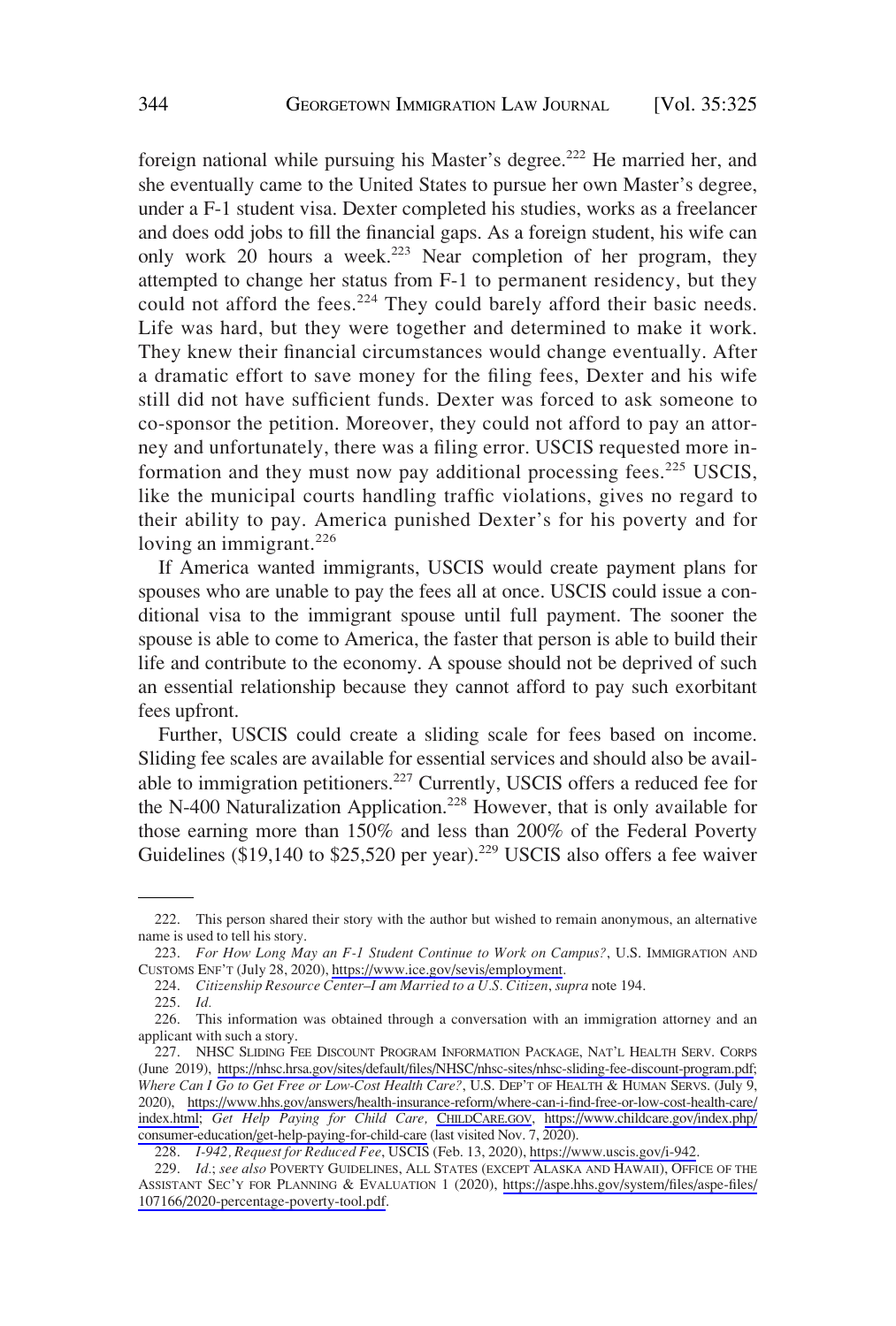foreign national while pursuing his Master's degree.[222] He married her, and she eventually came to the United States to pursue her own Master's degree, under a F-1 student visa. Dexter completed his studies, works as a freelancer and does odd jobs to fill the financial gaps. As a foreign student, his wife can only work 20 hours a week.[223] Near completion of her program, they attempted to change her status from F-1 to permanent residency, but they could not afford the fees.[224] They could barely afford their basic needs. Life was hard, but they were together and determined to make it work. They knew their financial circumstances would change eventually. After a dramatic effort to save money for the filing fees, Dexter and his wife still did not have sufficient funds. Dexter was forced to ask someone to co-sponsor the petition. Moreover, they could not afford to pay an attorney and unfortunately, there was a filing error. USCIS requested more information and they must now pay additional processing fees.[225] USCIS, like the municipal courts handling traffic violations, gives no regard to their ability to pay. America punished Dexter's for his poverty and for loving an immigrant.[226]

If America wanted immigrants, USCIS would create payment plans for spouses who are unable to pay the fees all at once. USCIS could issue a conditional visa to the immigrant spouse until full payment. The sooner the spouse is able to come to America, the faster that person is able to build their life and contribute to the economy. A spouse should not be deprived of such an essential relationship because they cannot afford to pay such exorbitant fees upfront.

Further, USCIS could create a sliding scale for fees based on income. Sliding fee scales are available for essential services and should also be available to immigration petitioners.[227] Currently, USCIS offers a reduced fee for the N-400 Naturalization Application.[228] However, that is only available for those earning more than 150% and less than 200% of the Federal Poverty Guidelines ($19,140 to $25,520 per year).[229] USCIS also offers a fee waiver

---

222. This person shared their story with the author but wished to remain anonymous, an alternative name is used to tell his story.

223. *For How Long May an F-1 Student Continue to Work on Campus?*, U.S. IMMIGRATION AND CUSTOMS ENF'T (July 28, 2020), https://www.ice.gov/sevis/employment.

224. *Citizenship Resource Center–I am Married to a U.S. Citizen*, *supra* note 194.

225. *Id.*

226. This information was obtained through a conversation with an immigration attorney and an applicant with such a story.

227. NHSC SLIDING FEE DISCOUNT PROGRAM INFORMATION PACKAGE, NAT'L HEALTH SERV. CORPS (June 2019), https://nhsc.hrsa.gov/sites/default/files/NHSC/nhsc-sites/nhsc-sliding-fee-discount-program.pdf; *Where Can I Go to Get Free or Low-Cost Health Care?*, U.S. DEP'T OF HEALTH & HUMAN SERVS. (July 9, 2020), https://www.hhs.gov/answers/health-insurance-reform/where-can-i-find-free-or-low-cost-health-care/index.html; *Get Help Paying for Child Care*, CHILDCARE.GOV, https://www.childcare.gov/index.php/consumer-education/get-help-paying-for-child-care (last visited Nov. 7, 2020).

228. *I-942, Request for Reduced Fee*, USCIS (Feb. 13, 2020), https://www.uscis.gov/i-942.

229. *Id.*; *see also* POVERTY GUIDELINES, ALL STATES (EXCEPT ALASKA AND HAWAII), OFFICE OF THE ASSISTANT SEC'Y FOR PLANNING & EVALUATION 1 (2020), https://aspe.hhs.gov/system/files/aspe-files/107166/2020-percentage-poverty-tool.pdf.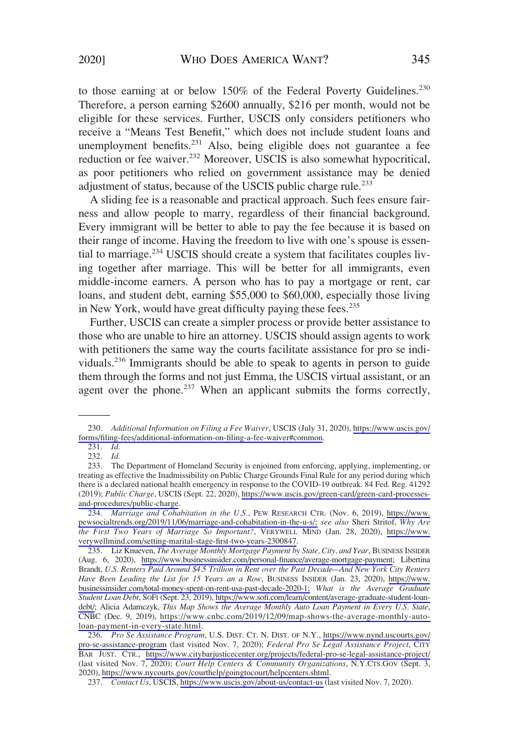to those earning at or below 150% of the Federal Poverty Guidelines.[230] Therefore, a person earning $2600 annually, $216 per month, would not be eligible for these services. Further, USCIS only considers petitioners who receive a "Means Test Benefit," which does not include student loans and unemployment benefits.[231] Also, being eligible does not guarantee a fee reduction or fee waiver.[232] Moreover, USCIS is also somewhat hypocritical, as poor petitioners who relied on government assistance may be denied adjustment of status, because of the USCIS public charge rule.[233]

A sliding fee is a reasonable and practical approach. Such fees ensure fairness and allow people to marry, regardless of their financial background. Every immigrant will be better to able to pay the fee because it is based on their range of income. Having the freedom to live with one's spouse is essential to marriage.[234] USCIS should create a system that facilitates couples living together after marriage. This will be better for all immigrants, even middle-income earners. A person who has to pay a mortgage or rent, car loans, and student debt, earning $55,000 to $60,000, especially those living in New York, would have great difficulty paying these fees.[235]

Further, USCIS can create a simpler process or provide better assistance to those who are unable to hire an attorney. USCIS should assign agents to work with petitioners the same way the courts facilitate assistance for pro se individuals.[236] Immigrants should be able to speak to agents in person to guide them through the forms and not just Emma, the USCIS virtual assistant, or an agent over the phone.[237] When an applicant submits the forms correctly,

---

230. *Additional Information on Filing a Fee Waiver*, USCIS (July 31, 2020), https://www.uscis.gov/forms/filing-fees/additional-information-on-filing-a-fee-waiver#common.

231. *Id.*

232. *Id.*

233. The Department of Homeland Security is enjoined from enforcing, applying, implementing, or treating as effective the Inadmissibility on Public Charge Grounds Final Rule for any period during which there is a declared national health emergency in response to the COVID-19 outbreak. 84 Fed. Reg. 41292 (2019); *Public Charge*, USCIS (Sept. 22, 2020), https://www.uscis.gov/green-card/green-card-processes-and-procedures/public-charge.

234. *Marriage and Cohabitation in the U.S.*, PEW RESEARCH CTR. (Nov. 6, 2019), https://www.pewsocialtrends.org/2019/11/06/marriage-and-cohabitation-in-the-u-s/; *see also* Sheri Stritof, *Why Are the First Two Years of Marriage So Important?*, VERYWELL MIND (Jan. 28, 2020), https://www.verywellmind.com/setting-marital-stage-first-two-years-2300847.

235. Liz Knueven, *The Average Monthly Mortgage Payment by State, City, and Year*, BUSINESS INSIDER (Aug. 6, 2020), https://www.businessinsider.com/personal-finance/average-mortgage-payment; Libertina Brandt, *U.S. Renters Paid Around $4.5 Trillion in Rent over the Past Decade—And New York City Renters Have Been Leading the List for 15 Years an a Row*, BUSINESS INSIDER (Jan. 23, 2020), https://www.businessinsider.com/total-money-spent-on-rent-usa-past-decade-2020-1; *What is the Average Graduate Student Loan Debt*, SOFI (Sept. 23, 2019), https://www.sofi.com/learn/content/average-graduate-student-loan-debt/; Alicia Adamczyk, *This Map Shows the Average Monthly Auto Loan Payment in Every U.S. State*, CNBC (Dec. 9, 2019), https://www.cnbc.com/2019/12/09/map-shows-the-average-monthly-auto-loan-payment-in-every-state.html.

236. *Pro Se Assistance Program*, U.S. DIST. CT. N. DIST. OF N.Y., https://www.nynd.uscourts.gov/pro-se-assistance-program (last visited Nov. 7, 2020); *Federal Pro Se Legal Assistance Project*, CITY BAR JUST. CTR., https://www.citybarjusticecenter.org/projects/federal-pro-se-legal-assistance-project/ (last visited Nov. 7, 2020); *Court Help Centers & Community Organizations*, N.Y.CTS.GOV (Sept. 3, 2020), https://www.nycourts.gov/courthelp/goingtocourt/helpcenters.shtml.

237. *Contact Us*, USCIS, https://www.uscis.gov/about-us/contact-us (last visited Nov. 7, 2020).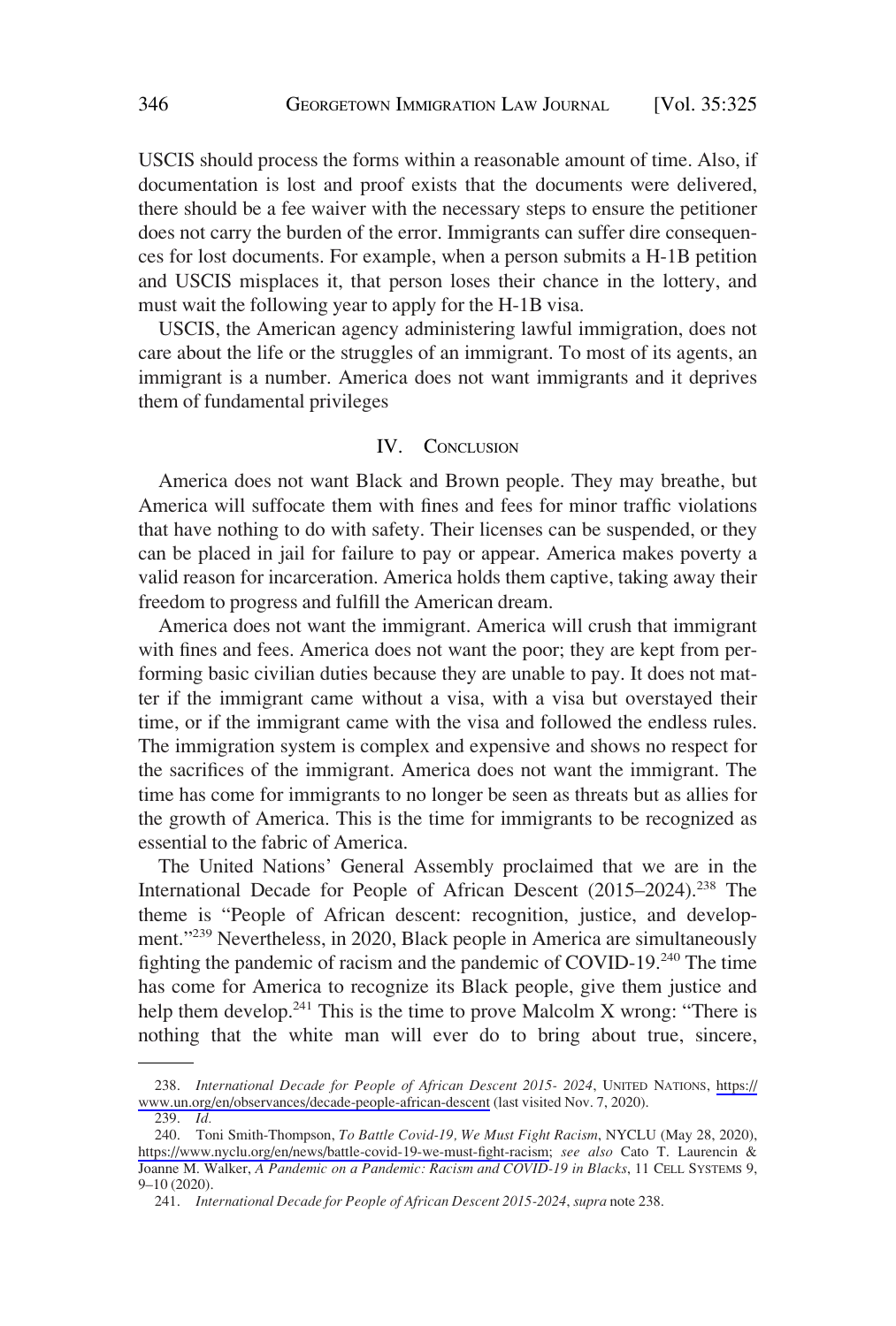USCIS should process the forms within a reasonable amount of time. Also, if documentation is lost and proof exists that the documents were delivered, there should be a fee waiver with the necessary steps to ensure the petitioner does not carry the burden of the error. Immigrants can suffer dire consequences for lost documents. For example, when a person submits a H-1B petition and USCIS misplaces it, that person loses their chance in the lottery, and must wait the following year to apply for the H-1B visa.

USCIS, the American agency administering lawful immigration, does not care about the life or the struggles of an immigrant. To most of its agents, an immigrant is a number. America does not want immigrants and it deprives them of fundamental privileges

## IV. Conclusion

America does not want Black and Brown people. They may breathe, but America will suffocate them with fines and fees for minor traffic violations that have nothing to do with safety. Their licenses can be suspended, or they can be placed in jail for failure to pay or appear. America makes poverty a valid reason for incarceration. America holds them captive, taking away their freedom to progress and fulfill the American dream.

America does not want the immigrant. America will crush that immigrant with fines and fees. America does not want the poor; they are kept from performing basic civilian duties because they are unable to pay. It does not matter if the immigrant came without a visa, with a visa but overstayed their time, or if the immigrant came with the visa and followed the endless rules. The immigration system is complex and expensive and shows no respect for the sacrifices of the immigrant. America does not want the immigrant. The time has come for immigrants to no longer be seen as threats but as allies for the growth of America. This is the time for immigrants to be recognized as essential to the fabric of America.

The United Nations' General Assembly proclaimed that we are in the International Decade for People of African Descent (2015–2024).[238] The theme is "People of African descent: recognition, justice, and development."[239] Nevertheless, in 2020, Black people in America are simultaneously fighting the pandemic of racism and the pandemic of COVID-19.[240] The time has come for America to recognize its Black people, give them justice and help them develop.[241] This is the time to prove Malcolm X wrong: "There is nothing that the white man will ever do to bring about true, sincere,

---

238. *International Decade for People of African Descent 2015- 2024*, UNITED NATIONS, https://www.un.org/en/observances/decade-people-african-descent (last visited Nov. 7, 2020).

239. *Id.*

240. Toni Smith-Thompson, *To Battle Covid-19, We Must Fight Racism*, NYCLU (May 28, 2020), https://www.nyclu.org/en/news/battle-covid-19-we-must-fight-racism; *see also* Cato T. Laurencin & Joanne M. Walker, *A Pandemic on a Pandemic: Racism and COVID-19 in Blacks*, 11 CELL SYSTEMS 9, 9–10 (2020).

241. *International Decade for People of African Descent 2015-2024*, *supra* note 238.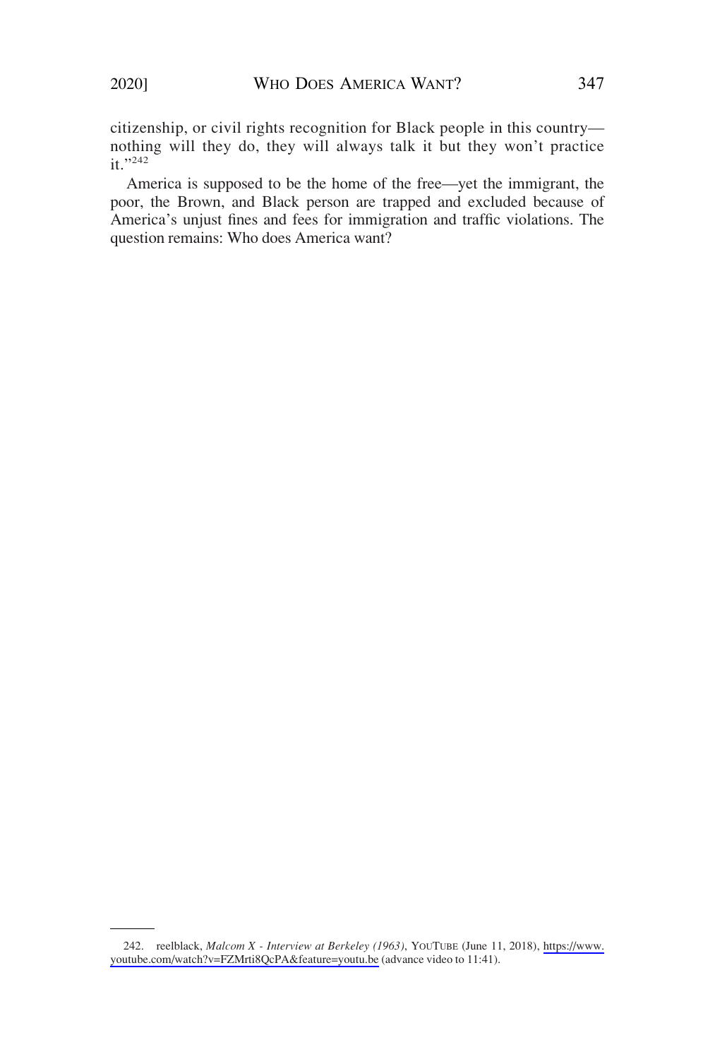citizenship, or civil rights recognition for Black people in this country—nothing will they do, they will always talk it but they won't practice it."[242]

America is supposed to be the home of the free—yet the immigrant, the poor, the Brown, and Black person are trapped and excluded because of America's unjust fines and fees for immigration and traffic violations. The question remains: Who does America want?

---

242. reelblack, *Malcom X - Interview at Berkeley (1963)*, YOUTUBE (June 11, 2018), https://www.youtube.com/watch?v=FZMrti8QcPA&feature=youtu.be (advance video to 11:41).